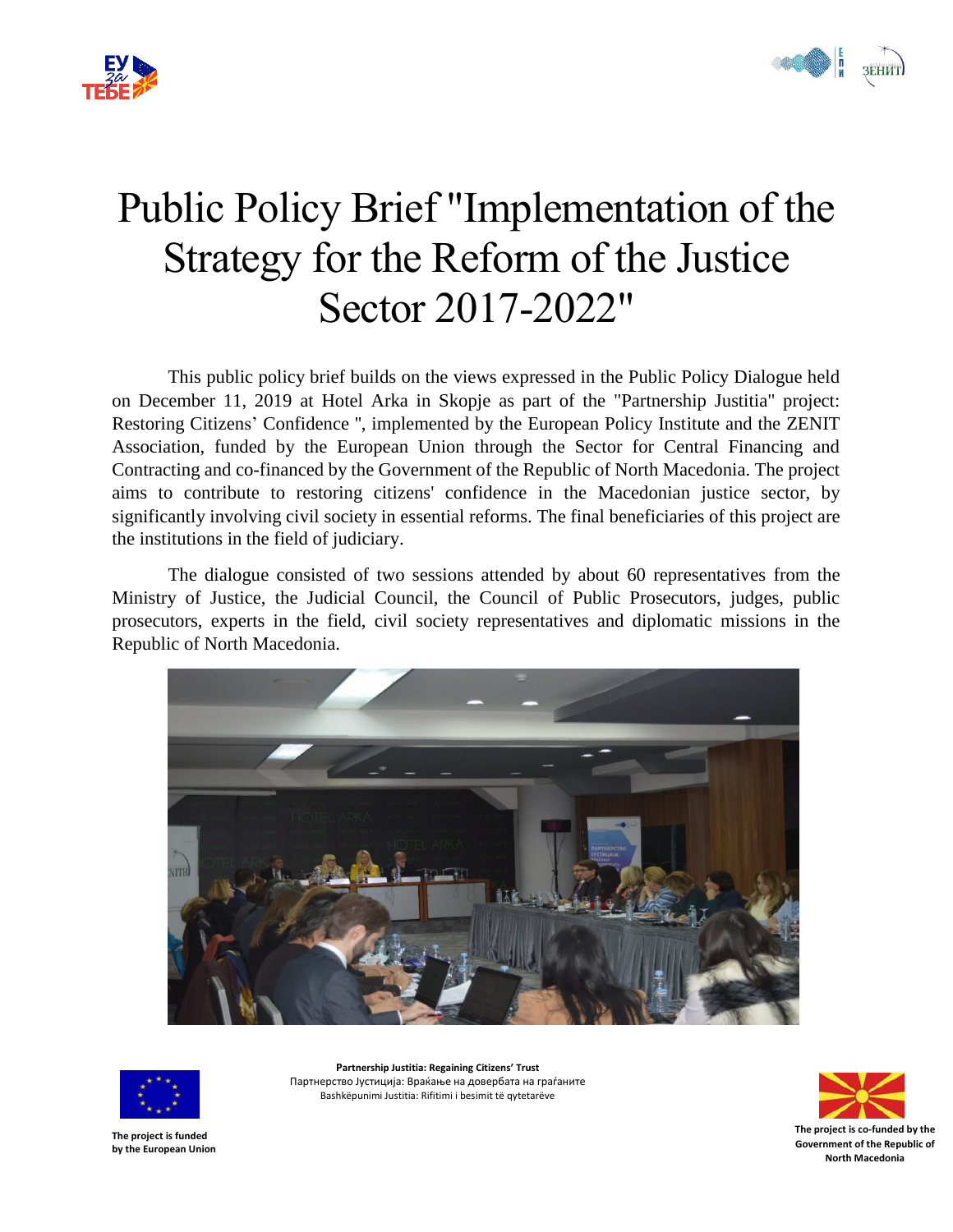# Public Policy Brief "Implementation of the Strategy for the Reform of the Justice Sector 2017-2022"

This public policy brief builds on the views expressed in the Public Policy Dialogue held on December 11, 2019 at Hotel Arka in Skopje as part of the "Partnership Justitia" project: Restoring Citizens' Confidence ", implemented by the European Policy Institute and the ZENIT Association, funded by the European Union through the Sector for Central Financing and Contracting and co-financed by the Government of the Republic of North Macedonia. The project aims to contribute to restoring citizens' confidence in the Macedonian justice sector, by significantly involving civil society in essential reforms. The final beneficiaries of this project are the institutions in the field of judiciary.

The dialogue consisted of two sessions attended by about 60 representatives from the Ministry of Justice, the Judicial Council, the Council of Public Prosecutors, judges, public prosecutors, experts in the field, civil society representatives and diplomatic missions in the Republic of North Macedonia.

**Partnership Justitia: Regaining Citizens' Trust**
Партнерство Јустиција: Враќање на довербата на граѓаните
Bashkëpunimi Justitia: Rifitimi i besimit të qytetarëve

**The project is funded by the European Union**

**The project is co-funded by the Government of the Republic of North Macedonia**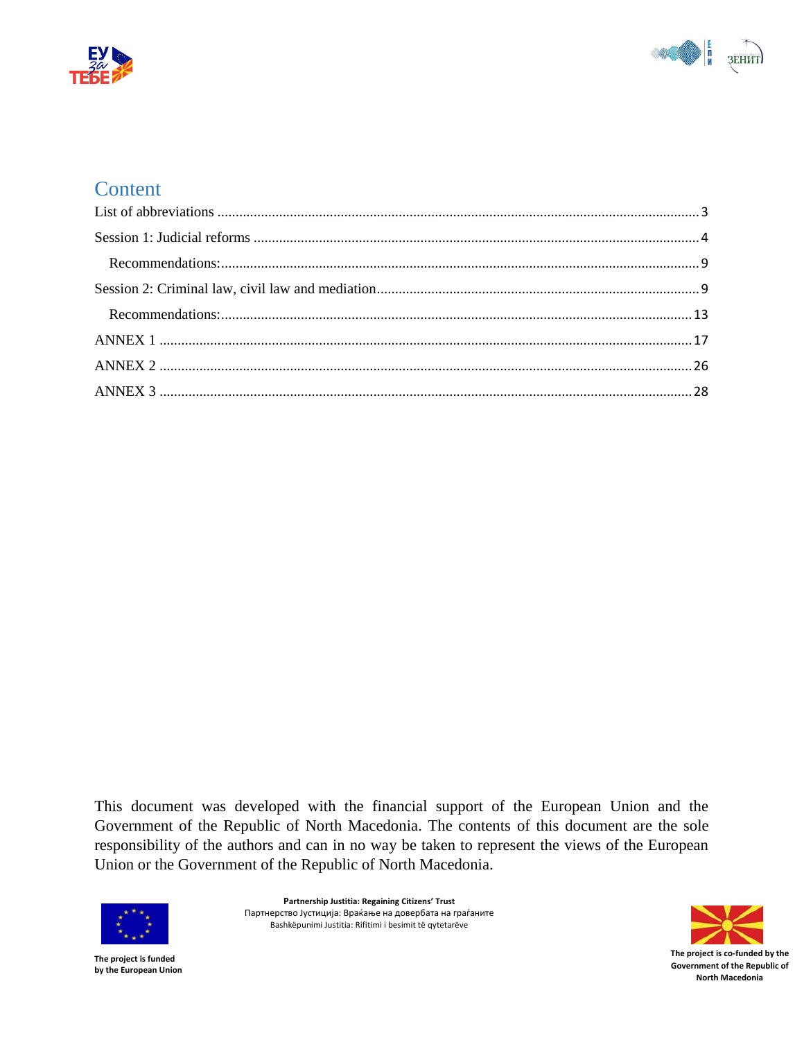## Content

List of abbreviations ..... 3

Session 1: Judicial reforms ..... 4

- Recommendations: ..... 9

Session 2: Criminal law, civil law and mediation ..... 9

- Recommendations: ..... 13

ANNEX 1 ..... 17

ANNEX 2 ..... 26

ANNEX 3 ..... 28

This document was developed with the financial support of the European Union and the Government of the Republic of North Macedonia. The contents of this document are the sole responsibility of the authors and can in no way be taken to represent the views of the European Union or the Government of the Republic of North Macedonia.

The project is funded by the European Union

**Partnership Justitia: Regaining Citizens' Trust**
Партнерство Јустиција: Враќање на довербата на граѓаните
Bashkëpunimi Justitia: Rifitimi i besimit të qytetarëve

The project is co-funded by the Government of the Republic of North Macedonia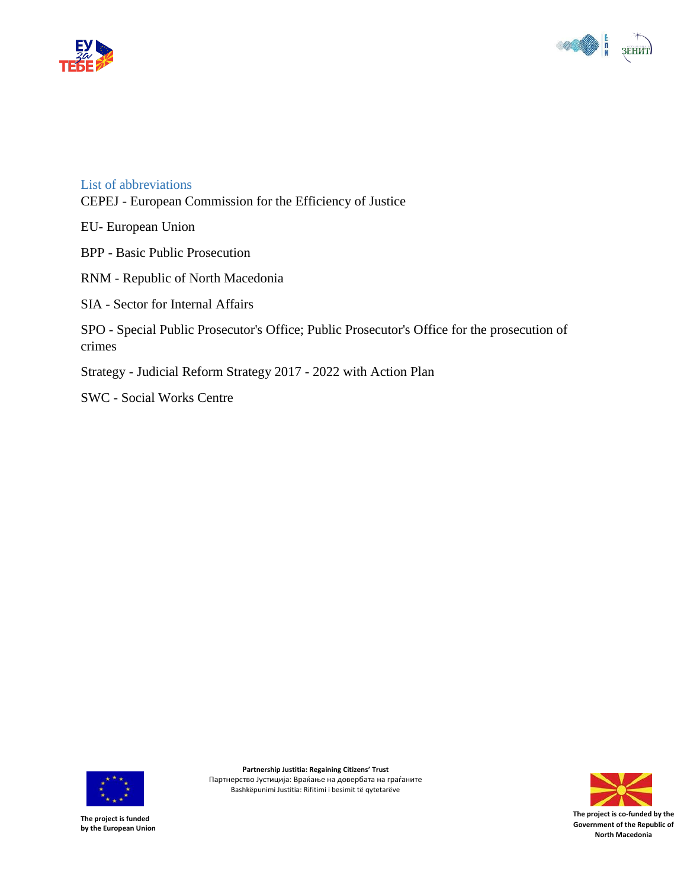## List of abbreviations

CEPEJ - European Commission for the Efficiency of Justice

EU- European Union

BPP - Basic Public Prosecution

RNM - Republic of North Macedonia

SIA - Sector for Internal Affairs

SPO - Special Public Prosecutor's Office; Public Prosecutor's Office for the prosecution of crimes

Strategy - Judicial Reform Strategy 2017 - 2022 with Action Plan

SWC - Social Works Centre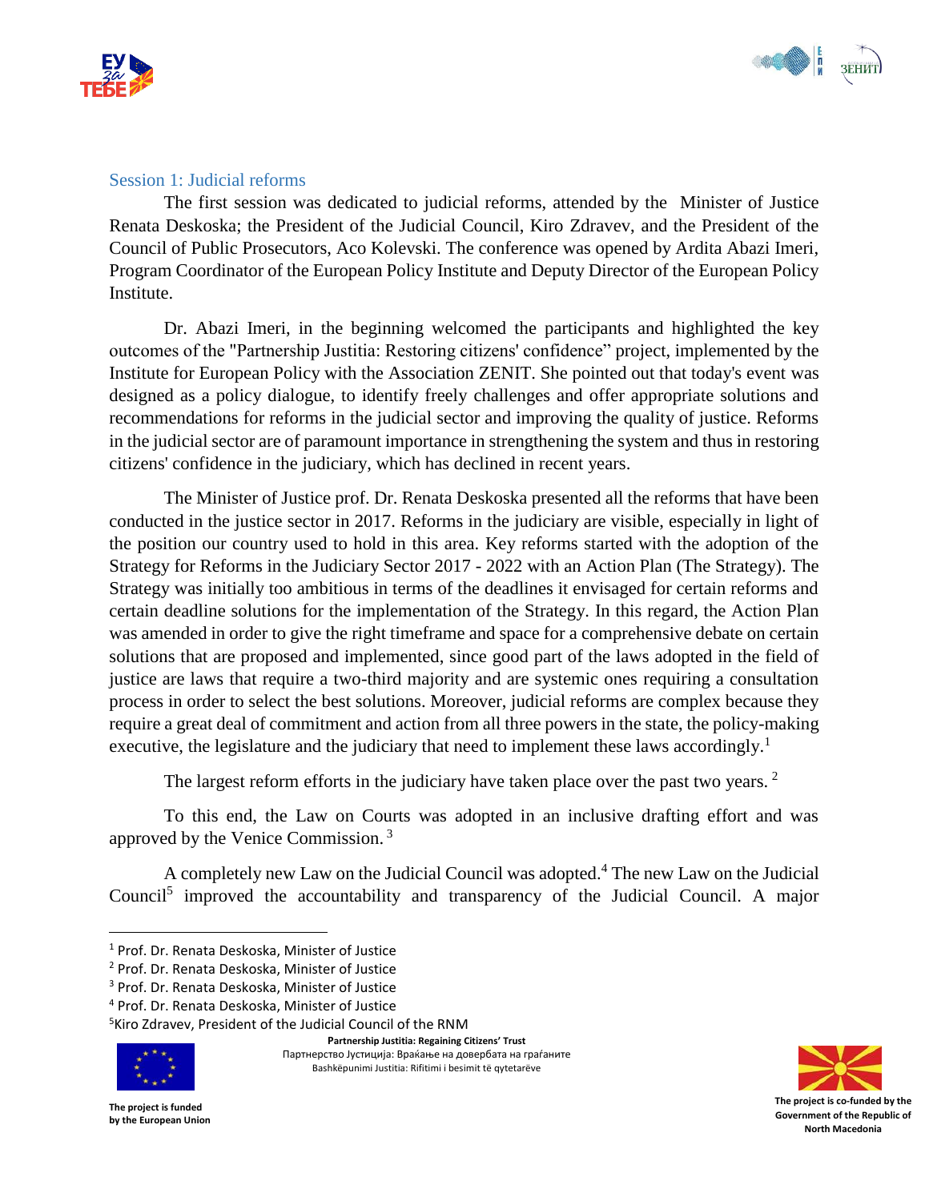## Session 1: Judicial reforms

The first session was dedicated to judicial reforms, attended by the Minister of Justice Renata Deskoska; the President of the Judicial Council, Kiro Zdravev, and the President of the Council of Public Prosecutors, Aco Kolevski. The conference was opened by Ardita Abazi Imeri, Program Coordinator of the European Policy Institute and Deputy Director of the European Policy Institute.

Dr. Abazi Imeri, in the beginning welcomed the participants and highlighted the key outcomes of the "Partnership Justitia: Restoring citizens' confidence" project, implemented by the Institute for European Policy with the Association ZENIT. She pointed out that today's event was designed as a policy dialogue, to identify freely challenges and offer appropriate solutions and recommendations for reforms in the judicial sector and improving the quality of justice. Reforms in the judicial sector are of paramount importance in strengthening the system and thus in restoring citizens' confidence in the judiciary, which has declined in recent years.

The Minister of Justice prof. Dr. Renata Deskoska presented all the reforms that have been conducted in the justice sector in 2017. Reforms in the judiciary are visible, especially in light of the position our country used to hold in this area. Key reforms started with the adoption of the Strategy for Reforms in the Judiciary Sector 2017 - 2022 with an Action Plan (The Strategy). The Strategy was initially too ambitious in terms of the deadlines it envisaged for certain reforms and certain deadline solutions for the implementation of the Strategy. In this regard, the Action Plan was amended in order to give the right timeframe and space for a comprehensive debate on certain solutions that are proposed and implemented, since good part of the laws adopted in the field of justice are laws that require a two-third majority and are systemic ones requiring a consultation process in order to select the best solutions. Moreover, judicial reforms are complex because they require a great deal of commitment and action from all three powers in the state, the policy-making executive, the legislature and the judiciary that need to implement these laws accordingly.[1]

The largest reform efforts in the judiciary have taken place over the past two years. [2]

To this end, the Law on Courts was adopted in an inclusive drafting effort and was approved by the Venice Commission. [3]

A completely new Law on the Judicial Council was adopted.[4] The new Law on the Judicial Council[5] improved the accountability and transparency of the Judicial Council. A major

---

[1] Prof. Dr. Renata Deskoska, Minister of Justice

[2] Prof. Dr. Renata Deskoska, Minister of Justice

[3] Prof. Dr. Renata Deskoska, Minister of Justice

[4] Prof. Dr. Renata Deskoska, Minister of Justice

[5] Kiro Zdravev, President of the Judicial Council of the RNM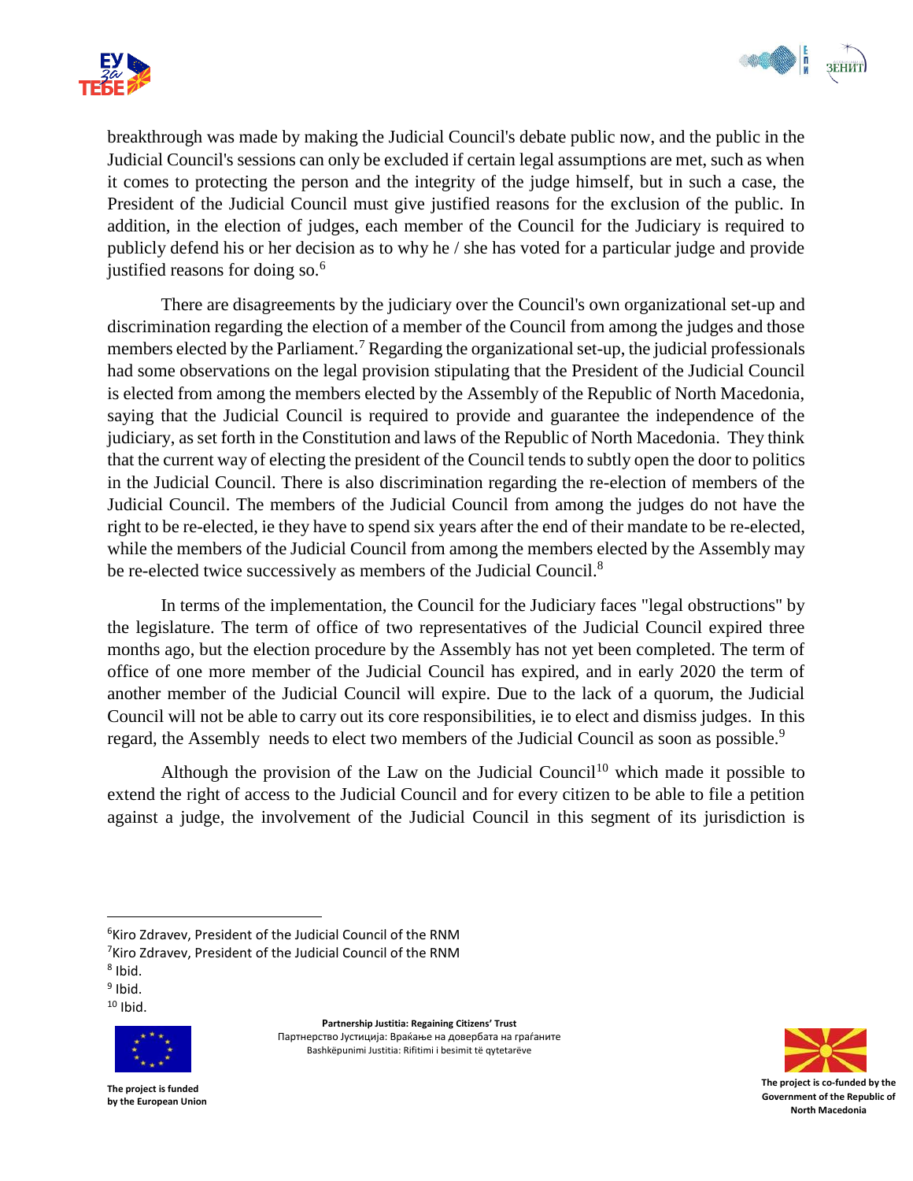breakthrough was made by making the Judicial Council's debate public now, and the public in the Judicial Council's sessions can only be excluded if certain legal assumptions are met, such as when it comes to protecting the person and the integrity of the judge himself, but in such a case, the President of the Judicial Council must give justified reasons for the exclusion of the public. In addition, in the election of judges, each member of the Council for the Judiciary is required to publicly defend his or her decision as to why he / she has voted for a particular judge and provide justified reasons for doing so.[6]

There are disagreements by the judiciary over the Council's own organizational set-up and discrimination regarding the election of a member of the Council from among the judges and those members elected by the Parliament.[7] Regarding the organizational set-up, the judicial professionals had some observations on the legal provision stipulating that the President of the Judicial Council is elected from among the members elected by the Assembly of the Republic of North Macedonia, saying that the Judicial Council is required to provide and guarantee the independence of the judiciary, as set forth in the Constitution and laws of the Republic of North Macedonia. They think that the current way of electing the president of the Council tends to subtly open the door to politics in the Judicial Council. There is also discrimination regarding the re-election of members of the Judicial Council. The members of the Judicial Council from among the judges do not have the right to be re-elected, ie they have to spend six years after the end of their mandate to be re-elected, while the members of the Judicial Council from among the members elected by the Assembly may be re-elected twice successively as members of the Judicial Council.[8]

In terms of the implementation, the Council for the Judiciary faces "legal obstructions" by the legislature. The term of office of two representatives of the Judicial Council expired three months ago, but the election procedure by the Assembly has not yet been completed. The term of office of one more member of the Judicial Council has expired, and in early 2020 the term of another member of the Judicial Council will expire. Due to the lack of a quorum, the Judicial Council will not be able to carry out its core responsibilities, ie to elect and dismiss judges. In this regard, the Assembly needs to elect two members of the Judicial Council as soon as possible.[9]

Although the provision of the Law on the Judicial Council[10] which made it possible to extend the right of access to the Judicial Council and for every citizen to be able to file a petition against a judge, the involvement of the Judicial Council in this segment of its jurisdiction is

---

[6] Kiro Zdravev, President of the Judicial Council of the RNM

[7] Kiro Zdravev, President of the Judicial Council of the RNM

[8] Ibid.

[9] Ibid.

[10] Ibid.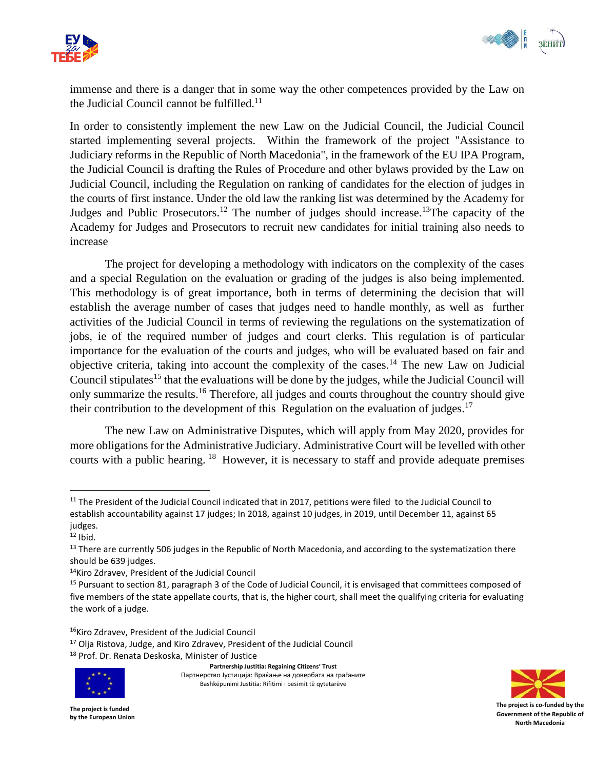immense and there is a danger that in some way the other competences provided by the Law on the Judicial Council cannot be fulfilled.[11]

In order to consistently implement the new Law on the Judicial Council, the Judicial Council started implementing several projects. Within the framework of the project "Assistance to Judiciary reforms in the Republic of North Macedonia", in the framework of the EU IPA Program, the Judicial Council is drafting the Rules of Procedure and other bylaws provided by the Law on Judicial Council, including the Regulation on ranking of candidates for the election of judges in the courts of first instance. Under the old law the ranking list was determined by the Academy for Judges and Public Prosecutors.[12] The number of judges should increase.[13]The capacity of the Academy for Judges and Prosecutors to recruit new candidates for initial training also needs to increase

The project for developing a methodology with indicators on the complexity of the cases and a special Regulation on the evaluation or grading of the judges is also being implemented. This methodology is of great importance, both in terms of determining the decision that will establish the average number of cases that judges need to handle monthly, as well as further activities of the Judicial Council in terms of reviewing the regulations on the systematization of jobs, ie of the required number of judges and court clerks. This regulation is of particular importance for the evaluation of the courts and judges, who will be evaluated based on fair and objective criteria, taking into account the complexity of the cases.[14] The new Law on Judicial Council stipulates[15] that the evaluations will be done by the judges, while the Judicial Council will only summarize the results.[16] Therefore, all judges and courts throughout the country should give their contribution to the development of this Regulation on the evaluation of judges.[17]

The new Law on Administrative Disputes, which will apply from May 2020, provides for more obligations for the Administrative Judiciary. Administrative Court will be levelled with other courts with a public hearing.[18] However, it is necessary to staff and provide adequate premises

---

[11] The President of the Judicial Council indicated that in 2017, petitions were filed to the Judicial Council to establish accountability against 17 judges; In 2018, against 10 judges, in 2019, until December 11, against 65 judges.

[12] Ibid.

[13] There are currently 506 judges in the Republic of North Macedonia, and according to the systematization there should be 639 judges.

[14] Kiro Zdravev, President of the Judicial Council

[15] Pursuant to section 81, paragraph 3 of the Code of Judicial Council, it is envisaged that committees composed of five members of the state appellate courts, that is, the higher court, shall meet the qualifying criteria for evaluating the work of a judge.

[16] Kiro Zdravev, President of the Judicial Council

[17] Olja Ristova, Judge, and Kiro Zdravev, President of the Judicial Council

[18] Prof. Dr. Renata Deskoska, Minister of Justice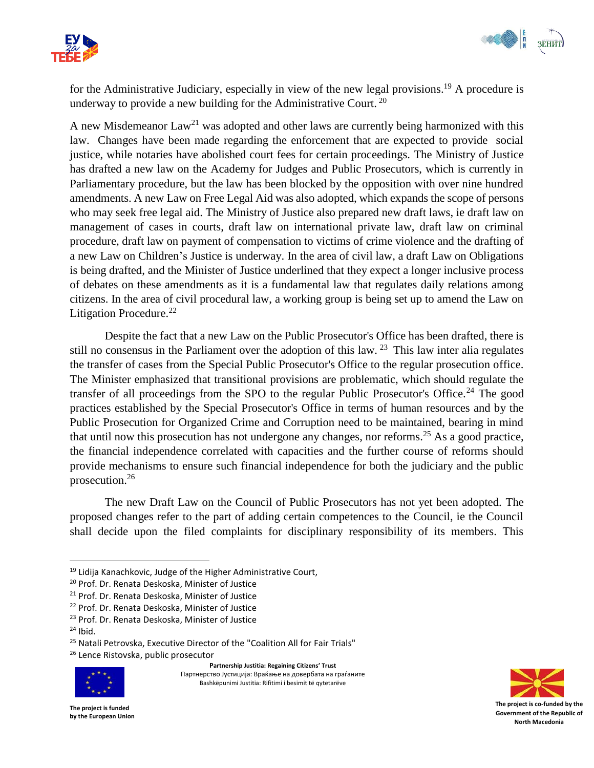for the Administrative Judiciary, especially in view of the new legal provisions.[19] A procedure is underway to provide a new building for the Administrative Court. [20]

A new Misdemeanor Law[21] was adopted and other laws are currently being harmonized with this law. Changes have been made regarding the enforcement that are expected to provide social justice, while notaries have abolished court fees for certain proceedings. The Ministry of Justice has drafted a new law on the Academy for Judges and Public Prosecutors, which is currently in Parliamentary procedure, but the law has been blocked by the opposition with over nine hundred amendments. A new Law on Free Legal Aid was also adopted, which expands the scope of persons who may seek free legal aid. The Ministry of Justice also prepared new draft laws, ie draft law on management of cases in courts, draft law on international private law, draft law on criminal procedure, draft law on payment of compensation to victims of crime violence and the drafting of a new Law on Children's Justice is underway. In the area of civil law, a draft Law on Obligations is being drafted, and the Minister of Justice underlined that they expect a longer inclusive process of debates on these amendments as it is a fundamental law that regulates daily relations among citizens. In the area of civil procedural law, a working group is being set up to amend the Law on Litigation Procedure.[22]

Despite the fact that a new Law on the Public Prosecutor's Office has been drafted, there is still no consensus in the Parliament over the adoption of this law. [23] This law inter alia regulates the transfer of cases from the Special Public Prosecutor's Office to the regular prosecution office. The Minister emphasized that transitional provisions are problematic, which should regulate the transfer of all proceedings from the SPO to the regular Public Prosecutor's Office.[24] The good practices established by the Special Prosecutor's Office in terms of human resources and by the Public Prosecution for Organized Crime and Corruption need to be maintained, bearing in mind that until now this prosecution has not undergone any changes, nor reforms.[25] As a good practice, the financial independence correlated with capacities and the further course of reforms should provide mechanisms to ensure such financial independence for both the judiciary and the public prosecution.[26]

The new Draft Law on the Council of Public Prosecutors has not yet been adopted. The proposed changes refer to the part of adding certain competences to the Council, ie the Council shall decide upon the filed complaints for disciplinary responsibility of its members. This

---

[19] Lidija Kanachkovic, Judge of the Higher Administrative Court,

[20] Prof. Dr. Renata Deskoska, Minister of Justice

[21] Prof. Dr. Renata Deskoska, Minister of Justice

[22] Prof. Dr. Renata Deskoska, Minister of Justice

[23] Prof. Dr. Renata Deskoska, Minister of Justice

[24] Ibid.

[25] Natali Petrovska, Executive Director of the "Coalition All for Fair Trials"

[26] Lence Ristovska, public prosecutor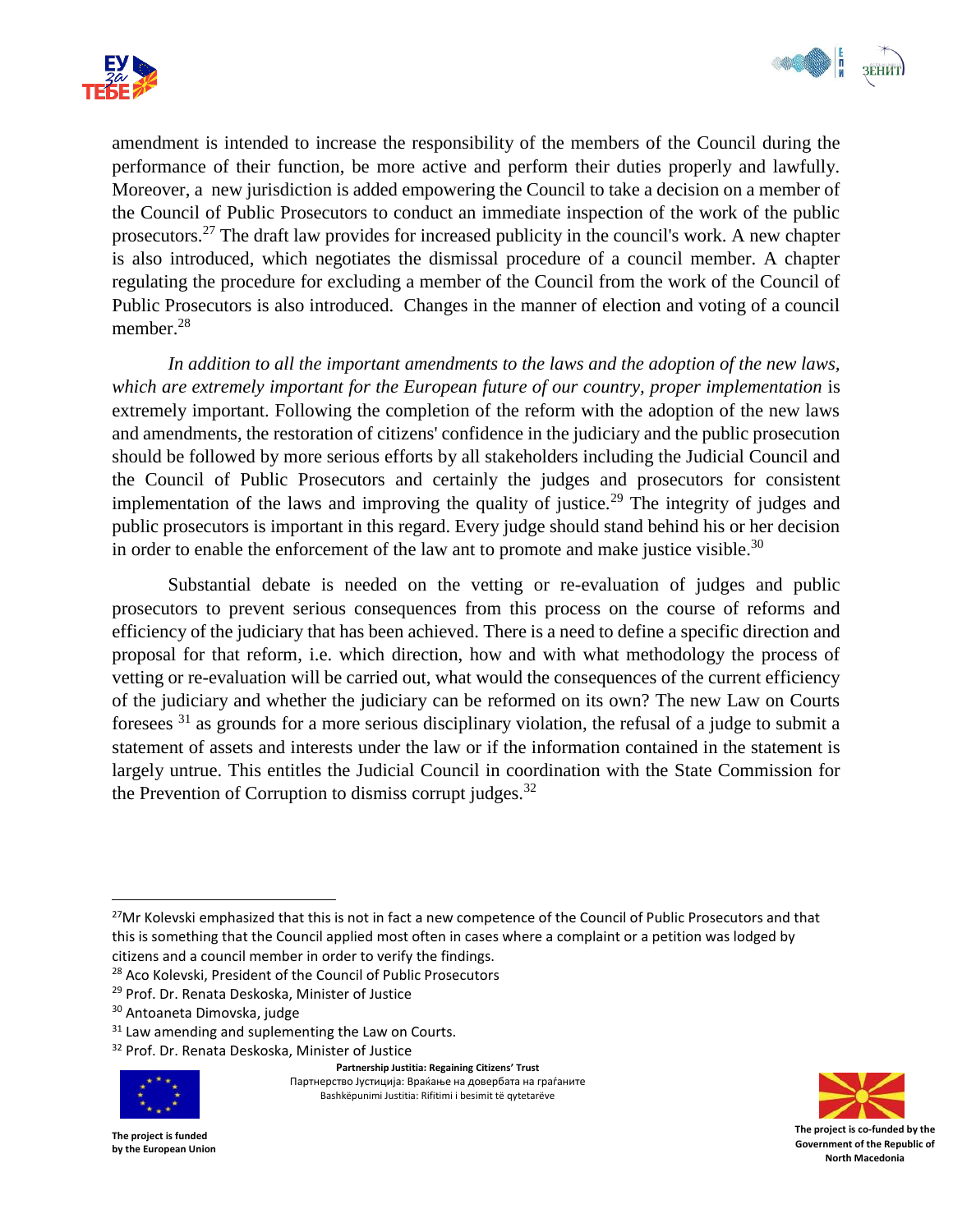amendment is intended to increase the responsibility of the members of the Council during the performance of their function, be more active and perform their duties properly and lawfully. Moreover, a new jurisdiction is added empowering the Council to take a decision on a member of the Council of Public Prosecutors to conduct an immediate inspection of the work of the public prosecutors.[27] The draft law provides for increased publicity in the council's work. A new chapter is also introduced, which negotiates the dismissal procedure of a council member. A chapter regulating the procedure for excluding a member of the Council from the work of the Council of Public Prosecutors is also introduced. Changes in the manner of election and voting of a council member.[28]

*In addition to all the important amendments to the laws and the adoption of the new laws, which are extremely important for the European future of our country, proper implementation* is extremely important. Following the completion of the reform with the adoption of the new laws and amendments, the restoration of citizens' confidence in the judiciary and the public prosecution should be followed by more serious efforts by all stakeholders including the Judicial Council and the Council of Public Prosecutors and certainly the judges and prosecutors for consistent implementation of the laws and improving the quality of justice.[29] The integrity of judges and public prosecutors is important in this regard. Every judge should stand behind his or her decision in order to enable the enforcement of the law ant to promote and make justice visible.[30]

Substantial debate is needed on the vetting or re-evaluation of judges and public prosecutors to prevent serious consequences from this process on the course of reforms and efficiency of the judiciary that has been achieved. There is a need to define a specific direction and proposal for that reform, i.e. which direction, how and with what methodology the process of vetting or re-evaluation will be carried out, what would the consequences of the current efficiency of the judiciary and whether the judiciary can be reformed on its own? The new Law on Courts foresees [31] as grounds for a more serious disciplinary violation, the refusal of a judge to submit a statement of assets and interests under the law or if the information contained in the statement is largely untrue. This entitles the Judicial Council in coordination with the State Commission for the Prevention of Corruption to dismiss corrupt judges.[32]

---

[27] Mr Kolevski emphasized that this is not in fact a new competence of the Council of Public Prosecutors and that this is something that the Council applied most often in cases where a complaint or a petition was lodged by citizens and a council member in order to verify the findings.

[28] Aco Kolevski, President of the Council of Public Prosecutors

[29] Prof. Dr. Renata Deskoska, Minister of Justice

[30] Antoaneta Dimovska, judge

[31] Law amending and suplementing the Law on Courts.

[32] Prof. Dr. Renata Deskoska, Minister of Justice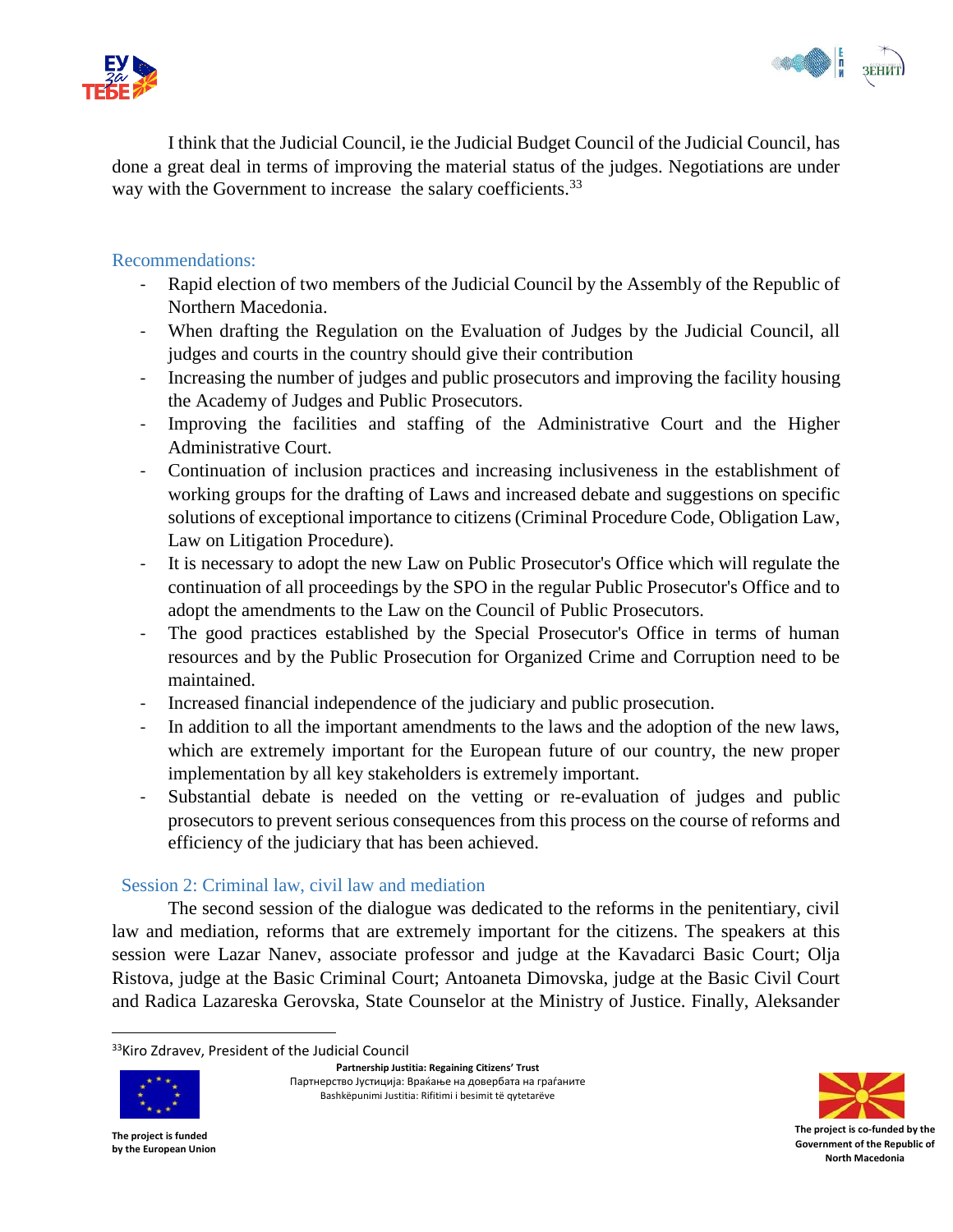I think that the Judicial Council, ie the Judicial Budget Council of the Judicial Council, has done a great deal in terms of improving the material status of the judges. Negotiations are under way with the Government to increase the salary coefficients.[33]

### Recommendations:

- Rapid election of two members of the Judicial Council by the Assembly of the Republic of Northern Macedonia.
- When drafting the Regulation on the Evaluation of Judges by the Judicial Council, all judges and courts in the country should give their contribution
- Increasing the number of judges and public prosecutors and improving the facility housing the Academy of Judges and Public Prosecutors.
- Improving the facilities and staffing of the Administrative Court and the Higher Administrative Court.
- Continuation of inclusion practices and increasing inclusiveness in the establishment of working groups for the drafting of Laws and increased debate and suggestions on specific solutions of exceptional importance to citizens (Criminal Procedure Code, Obligation Law, Law on Litigation Procedure).
- It is necessary to adopt the new Law on Public Prosecutor's Office which will regulate the continuation of all proceedings by the SPO in the regular Public Prosecutor's Office and to adopt the amendments to the Law on the Council of Public Prosecutors.
- The good practices established by the Special Prosecutor's Office in terms of human resources and by the Public Prosecution for Organized Crime and Corruption need to be maintained.
- Increased financial independence of the judiciary and public prosecution.
- In addition to all the important amendments to the laws and the adoption of the new laws, which are extremely important for the European future of our country, the new proper implementation by all key stakeholders is extremely important.
- Substantial debate is needed on the vetting or re-evaluation of judges and public prosecutors to prevent serious consequences from this process on the course of reforms and efficiency of the judiciary that has been achieved.

## Session 2: Criminal law, civil law and mediation

The second session of the dialogue was dedicated to the reforms in the penitentiary, civil law and mediation, reforms that are extremely important for the citizens. The speakers at this session were Lazar Nanev, associate professor and judge at the Kavadarci Basic Court; Olja Ristova, judge at the Basic Criminal Court; Antoaneta Dimovska, judge at the Basic Civil Court and Radica Lazareska Gerovska, State Counselor at the Ministry of Justice. Finally, Aleksander

[33] Kiro Zdravev, President of the Judicial Council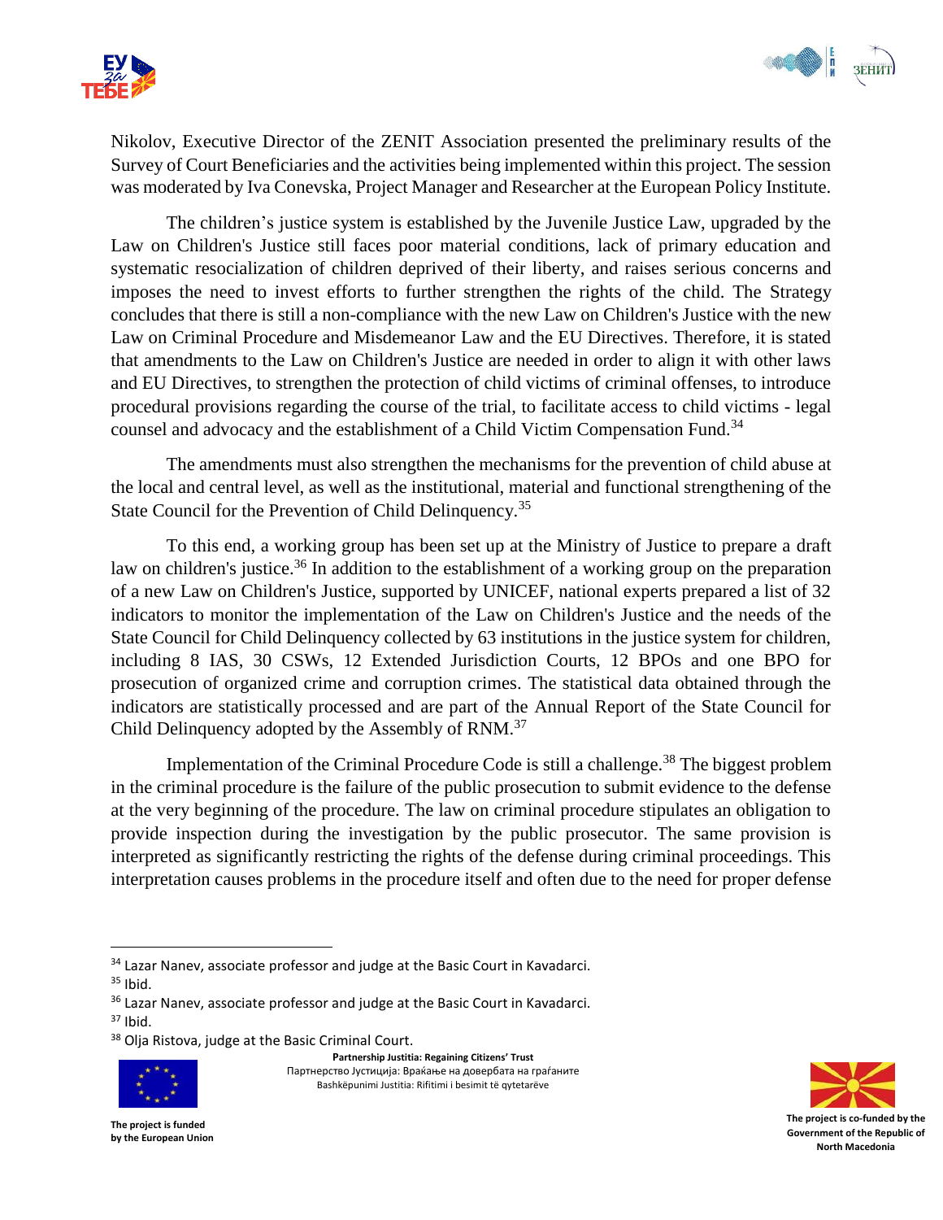Nikolov, Executive Director of the ZENIT Association presented the preliminary results of the Survey of Court Beneficiaries and the activities being implemented within this project. The session was moderated by Iva Conevska, Project Manager and Researcher at the European Policy Institute.

The children's justice system is established by the Juvenile Justice Law, upgraded by the Law on Children's Justice still faces poor material conditions, lack of primary education and systematic resocialization of children deprived of their liberty, and raises serious concerns and imposes the need to invest efforts to further strengthen the rights of the child. The Strategy concludes that there is still a non-compliance with the new Law on Children's Justice with the new Law on Criminal Procedure and Misdemeanor Law and the EU Directives. Therefore, it is stated that amendments to the Law on Children's Justice are needed in order to align it with other laws and EU Directives, to strengthen the protection of child victims of criminal offenses, to introduce procedural provisions regarding the course of the trial, to facilitate access to child victims - legal counsel and advocacy and the establishment of a Child Victim Compensation Fund.[34]

The amendments must also strengthen the mechanisms for the prevention of child abuse at the local and central level, as well as the institutional, material and functional strengthening of the State Council for the Prevention of Child Delinquency.[35]

To this end, a working group has been set up at the Ministry of Justice to prepare a draft law on children's justice.[36] In addition to the establishment of a working group on the preparation of a new Law on Children's Justice, supported by UNICEF, national experts prepared a list of 32 indicators to monitor the implementation of the Law on Children's Justice and the needs of the State Council for Child Delinquency collected by 63 institutions in the justice system for children, including 8 IAS, 30 CSWs, 12 Extended Jurisdiction Courts, 12 BPOs and one BPO for prosecution of organized crime and corruption crimes. The statistical data obtained through the indicators are statistically processed and are part of the Annual Report of the State Council for Child Delinquency adopted by the Assembly of RNM.[37]

Implementation of the Criminal Procedure Code is still a challenge.[38] The biggest problem in the criminal procedure is the failure of the public prosecution to submit evidence to the defense at the very beginning of the procedure. The law on criminal procedure stipulates an obligation to provide inspection during the investigation by the public prosecutor. The same provision is interpreted as significantly restricting the rights of the defense during criminal proceedings. This interpretation causes problems in the procedure itself and often due to the need for proper defense

---

[34] Lazar Nanev, associate professor and judge at the Basic Court in Kavadarci.

[35] Ibid.

[36] Lazar Nanev, associate professor and judge at the Basic Court in Kavadarci.

[37] Ibid.

[38] Olja Ristova, judge at the Basic Criminal Court.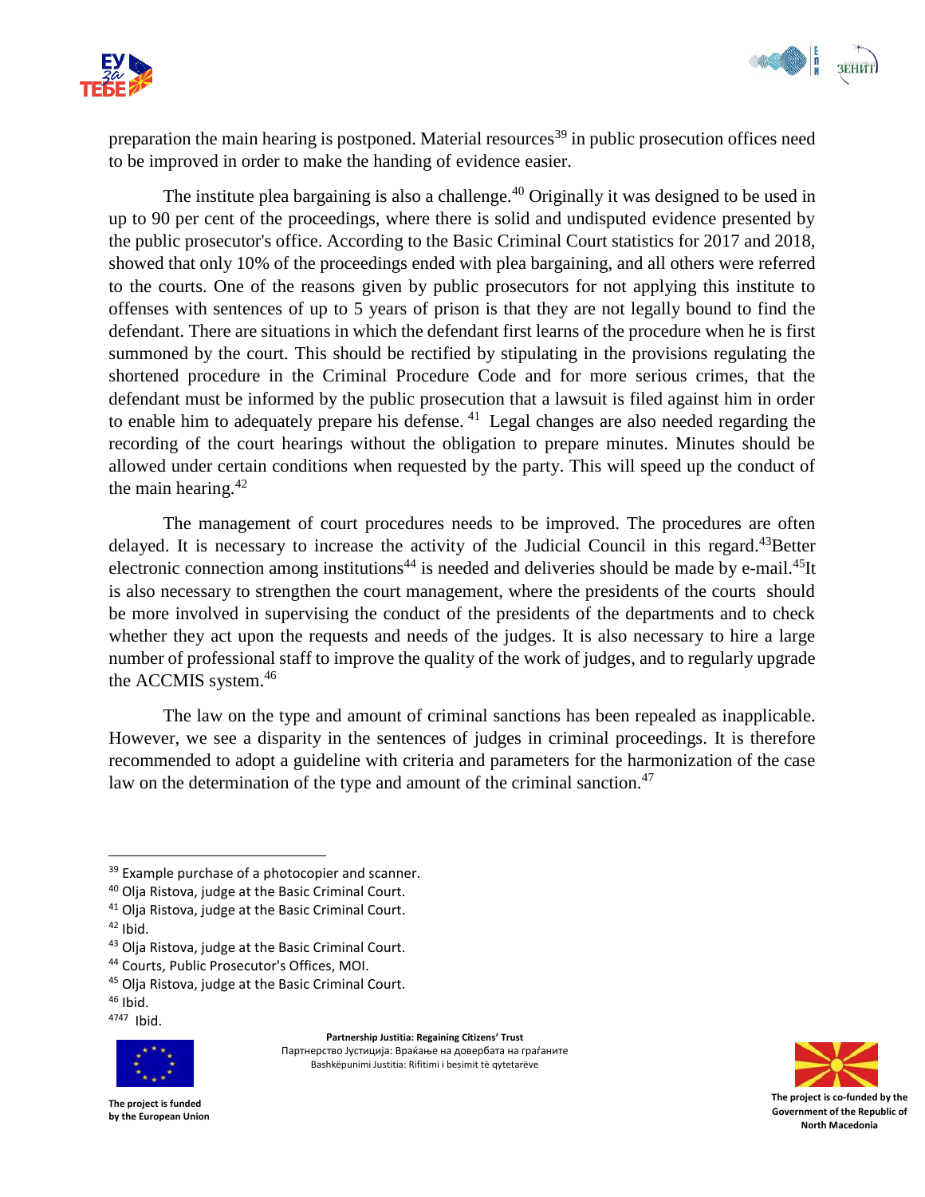preparation the main hearing is postponed. Material resources[39] in public prosecution offices need to be improved in order to make the handing of evidence easier.

The institute plea bargaining is also a challenge.[40] Originally it was designed to be used in up to 90 per cent of the proceedings, where there is solid and undisputed evidence presented by the public prosecutor's office. According to the Basic Criminal Court statistics for 2017 and 2018, showed that only 10% of the proceedings ended with plea bargaining, and all others were referred to the courts. One of the reasons given by public prosecutors for not applying this institute to offenses with sentences of up to 5 years of prison is that they are not legally bound to find the defendant. There are situations in which the defendant first learns of the procedure when he is first summoned by the court. This should be rectified by stipulating in the provisions regulating the shortened procedure in the Criminal Procedure Code and for more serious crimes, that the defendant must be informed by the public prosecution that a lawsuit is filed against him in order to enable him to adequately prepare his defense. [41] Legal changes are also needed regarding the recording of the court hearings without the obligation to prepare minutes. Minutes should be allowed under certain conditions when requested by the party. This will speed up the conduct of the main hearing.[42]

The management of court procedures needs to be improved. The procedures are often delayed. It is necessary to increase the activity of the Judicial Council in this regard.[43]Better electronic connection among institutions[44] is needed and deliveries should be made by e-mail.[45]It is also necessary to strengthen the court management, where the presidents of the courts should be more involved in supervising the conduct of the presidents of the departments and to check whether they act upon the requests and needs of the judges. It is also necessary to hire a large number of professional staff to improve the quality of the work of judges, and to regularly upgrade the ACCMIS system.[46]

The law on the type and amount of criminal sanctions has been repealed as inapplicable. However, we see a disparity in the sentences of judges in criminal proceedings. It is therefore recommended to adopt a guideline with criteria and parameters for the harmonization of the case law on the determination of the type and amount of the criminal sanction.[47]

---

[39] Example purchase of a photocopier and scanner.

[40] Olja Ristova, judge at the Basic Criminal Court.

[41] Olja Ristova, judge at the Basic Criminal Court.

[42] Ibid.

[43] Olja Ristova, judge at the Basic Criminal Court.

[44] Courts, Public Prosecutor's Offices, MOI.

[45] Olja Ristova, judge at the Basic Criminal Court.

[46] Ibid.

[4747] Ibid.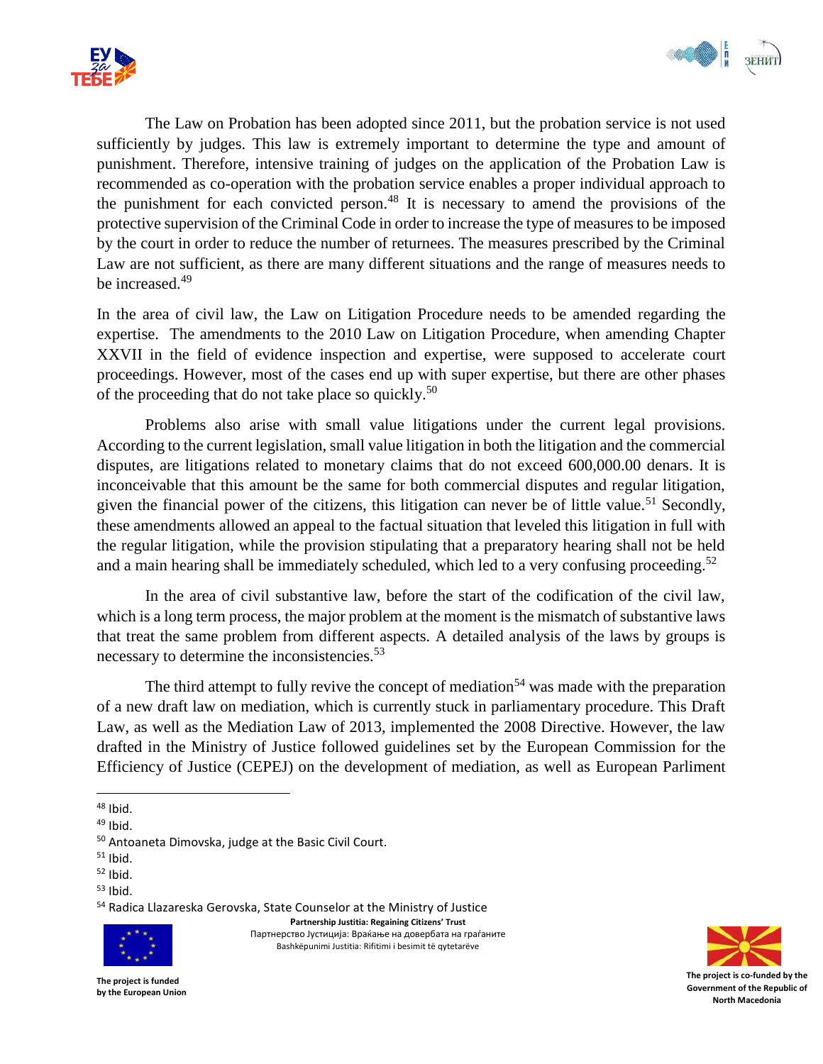The Law on Probation has been adopted since 2011, but the probation service is not used sufficiently by judges. This law is extremely important to determine the type and amount of punishment. Therefore, intensive training of judges on the application of the Probation Law is recommended as co-operation with the probation service enables a proper individual approach to the punishment for each convicted person.[48] It is necessary to amend the provisions of the protective supervision of the Criminal Code in order to increase the type of measures to be imposed by the court in order to reduce the number of returnees. The measures prescribed by the Criminal Law are not sufficient, as there are many different situations and the range of measures needs to be increased.[49]

In the area of civil law, the Law on Litigation Procedure needs to be amended regarding the expertise. The amendments to the 2010 Law on Litigation Procedure, when amending Chapter XXVII in the field of evidence inspection and expertise, were supposed to accelerate court proceedings. However, most of the cases end up with super expertise, but there are other phases of the proceeding that do not take place so quickly.[50]

Problems also arise with small value litigations under the current legal provisions. According to the current legislation, small value litigation in both the litigation and the commercial disputes, are litigations related to monetary claims that do not exceed 600,000.00 denars. It is inconceivable that this amount be the same for both commercial disputes and regular litigation, given the financial power of the citizens, this litigation can never be of little value.[51] Secondly, these amendments allowed an appeal to the factual situation that leveled this litigation in full with the regular litigation, while the provision stipulating that a preparatory hearing shall not be held and a main hearing shall be immediately scheduled, which led to a very confusing proceeding.[52]

In the area of civil substantive law, before the start of the codification of the civil law, which is a long term process, the major problem at the moment is the mismatch of substantive laws that treat the same problem from different aspects. A detailed analysis of the laws by groups is necessary to determine the inconsistencies.[53]

The third attempt to fully revive the concept of mediation[54] was made with the preparation of a new draft law on mediation, which is currently stuck in parliamentary procedure. This Draft Law, as well as the Mediation Law of 2013, implemented the 2008 Directive. However, the law drafted in the Ministry of Justice followed guidelines set by the European Commission for the Efficiency of Justice (CEPEJ) on the development of mediation, as well as European Parliment

---

[48] Ibid.

[49] Ibid.

[50] Antoaneta Dimovska, judge at the Basic Civil Court.

[51] Ibid.

[52] Ibid.

[53] Ibid.

[54] Radica Llazareska Gerovska, State Counselor at the Ministry of Justice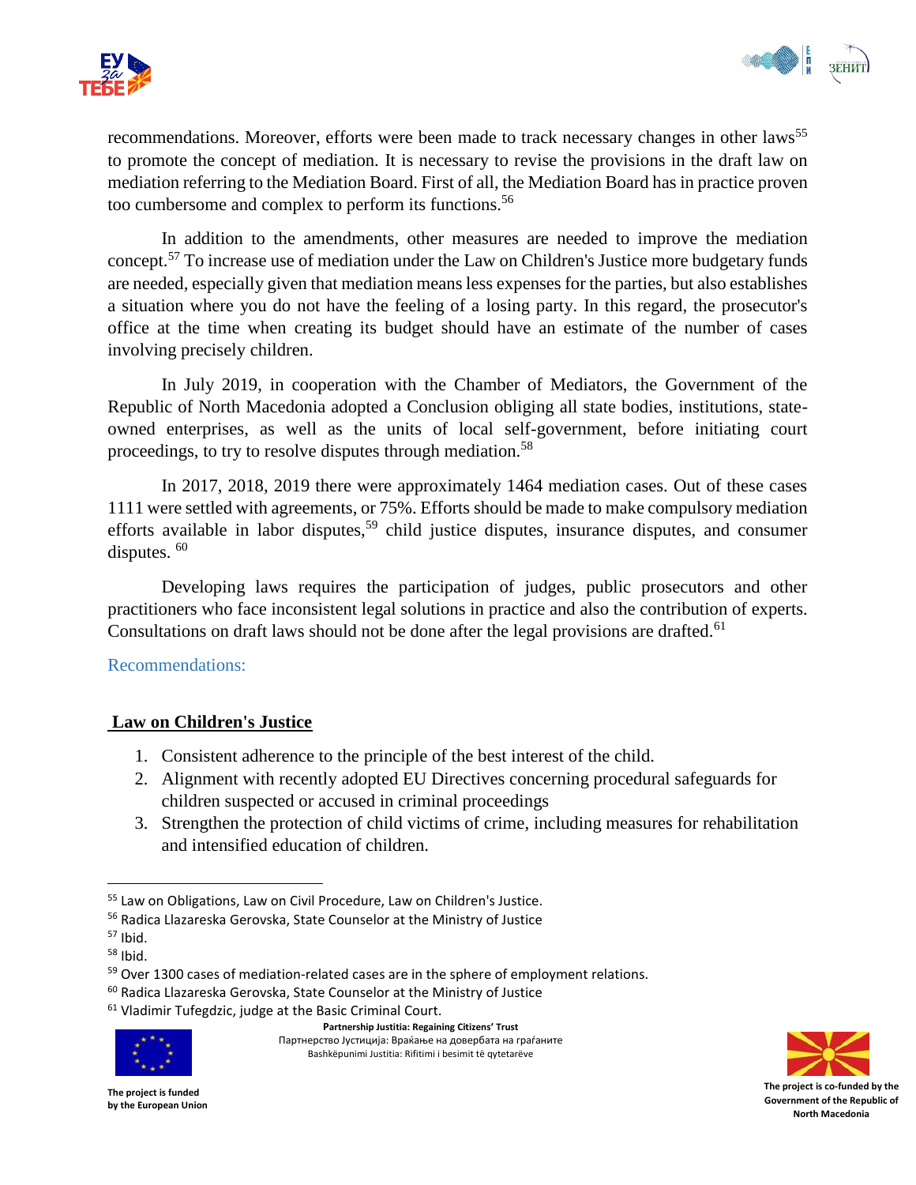recommendations. Moreover, efforts were been made to track necessary changes in other laws[55] to promote the concept of mediation. It is necessary to revise the provisions in the draft law on mediation referring to the Mediation Board. First of all, the Mediation Board has in practice proven too cumbersome and complex to perform its functions.[56]

In addition to the amendments, other measures are needed to improve the mediation concept.[57] To increase use of mediation under the Law on Children's Justice more budgetary funds are needed, especially given that mediation means less expenses for the parties, but also establishes a situation where you do not have the feeling of a losing party. In this regard, the prosecutor's office at the time when creating its budget should have an estimate of the number of cases involving precisely children.

In July 2019, in cooperation with the Chamber of Mediators, the Government of the Republic of North Macedonia adopted a Conclusion obliging all state bodies, institutions, state-owned enterprises, as well as the units of local self-government, before initiating court proceedings, to try to resolve disputes through mediation.[58]

In 2017, 2018, 2019 there were approximately 1464 mediation cases. Out of these cases 1111 were settled with agreements, or 75%. Efforts should be made to make compulsory mediation efforts available in labor disputes,[59] child justice disputes, insurance disputes, and consumer disputes.[60]

Developing laws requires the participation of judges, public prosecutors and other practitioners who face inconsistent legal solutions in practice and also the contribution of experts. Consultations on draft laws should not be done after the legal provisions are drafted.[61]

Recommendations:

**Law on Children's Justice**

1. Consistent adherence to the principle of the best interest of the child.
2. Alignment with recently adopted EU Directives concerning procedural safeguards for children suspected or accused in criminal proceedings
3. Strengthen the protection of child victims of crime, including measures for rehabilitation and intensified education of children.

---

[55] Law on Obligations, Law on Civil Procedure, Law on Children's Justice.

[56] Radica Llazareska Gerovska, State Counselor at the Ministry of Justice

[57] Ibid.

[58] Ibid.

[59] Over 1300 cases of mediation-related cases are in the sphere of employment relations.

[60] Radica Llazareska Gerovska, State Counselor at the Ministry of Justice

[61] Vladimir Tufegdzic, judge at the Basic Criminal Court.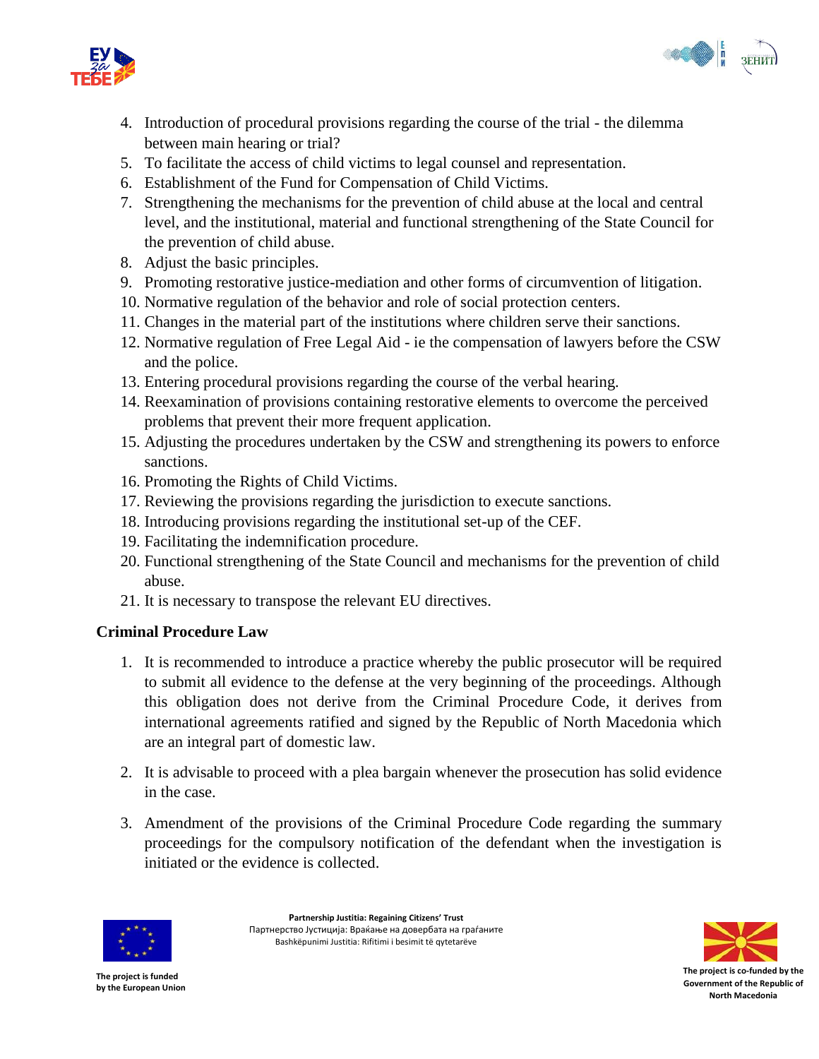4. Introduction of procedural provisions regarding the course of the trial - the dilemma between main hearing or trial?
5. To facilitate the access of child victims to legal counsel and representation.
6. Establishment of the Fund for Compensation of Child Victims.
7. Strengthening the mechanisms for the prevention of child abuse at the local and central level, and the institutional, material and functional strengthening of the State Council for the prevention of child abuse.
8. Adjust the basic principles.
9. Promoting restorative justice-mediation and other forms of circumvention of litigation.
10. Normative regulation of the behavior and role of social protection centers.
11. Changes in the material part of the institutions where children serve their sanctions.
12. Normative regulation of Free Legal Aid - ie the compensation of lawyers before the CSW and the police.
13. Entering procedural provisions regarding the course of the verbal hearing.
14. Reexamination of provisions containing restorative elements to overcome the perceived problems that prevent their more frequent application.
15. Adjusting the procedures undertaken by the CSW and strengthening its powers to enforce sanctions.
16. Promoting the Rights of Child Victims.
17. Reviewing the provisions regarding the jurisdiction to execute sanctions.
18. Introducing provisions regarding the institutional set-up of the CEF.
19. Facilitating the indemnification procedure.
20. Functional strengthening of the State Council and mechanisms for the prevention of child abuse.
21. It is necessary to transpose the relevant EU directives.

**Criminal Procedure Law**

1. It is recommended to introduce a practice whereby the public prosecutor will be required to submit all evidence to the defense at the very beginning of the proceedings. Although this obligation does not derive from the Criminal Procedure Code, it derives from international agreements ratified and signed by the Republic of North Macedonia which are an integral part of domestic law.

2. It is advisable to proceed with a plea bargain whenever the prosecution has solid evidence in the case.

3. Amendment of the provisions of the Criminal Procedure Code regarding the summary proceedings for the compulsory notification of the defendant when the investigation is initiated or the evidence is collected.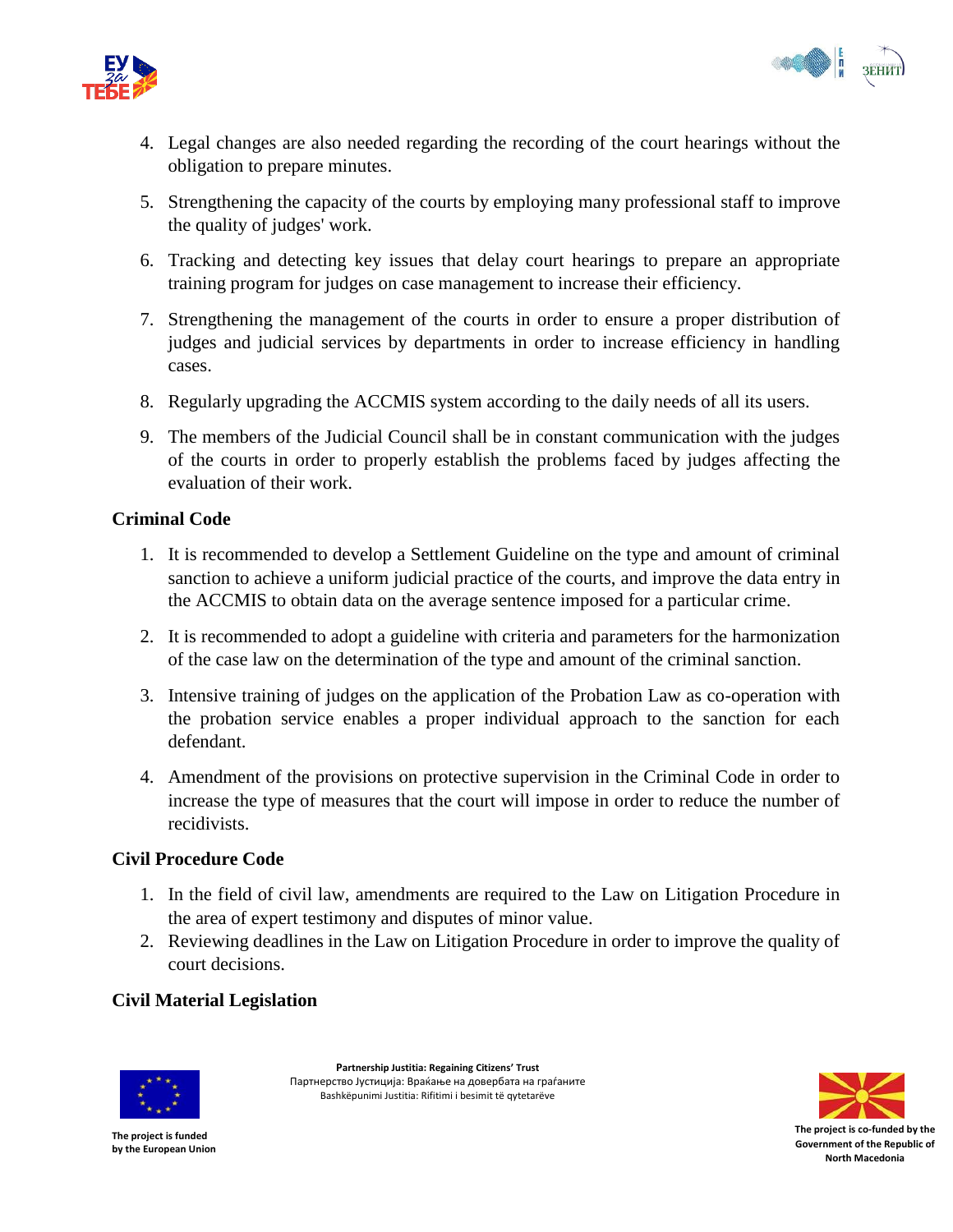4. Legal changes are also needed regarding the recording of the court hearings without the obligation to prepare minutes.
5. Strengthening the capacity of the courts by employing many professional staff to improve the quality of judges' work.
6. Tracking and detecting key issues that delay court hearings to prepare an appropriate training program for judges on case management to increase their efficiency.
7. Strengthening the management of the courts in order to ensure a proper distribution of judges and judicial services by departments in order to increase efficiency in handling cases.
8. Regularly upgrading the ACCMIS system according to the daily needs of all its users.
9. The members of the Judicial Council shall be in constant communication with the judges of the courts in order to properly establish the problems faced by judges affecting the evaluation of their work.

**Criminal Code**

1. It is recommended to develop a Settlement Guideline on the type and amount of criminal sanction to achieve a uniform judicial practice of the courts, and improve the data entry in the ACCMIS to obtain data on the average sentence imposed for a particular crime.
2. It is recommended to adopt a guideline with criteria and parameters for the harmonization of the case law on the determination of the type and amount of the criminal sanction.
3. Intensive training of judges on the application of the Probation Law as co-operation with the probation service enables a proper individual approach to the sanction for each defendant.
4. Amendment of the provisions on protective supervision in the Criminal Code in order to increase the type of measures that the court will impose in order to reduce the number of recidivists.

**Civil Procedure Code**

1. In the field of civil law, amendments are required to the Law on Litigation Procedure in the area of expert testimony and disputes of minor value.
2. Reviewing deadlines in the Law on Litigation Procedure in order to improve the quality of court decisions.

**Civil Material Legislation**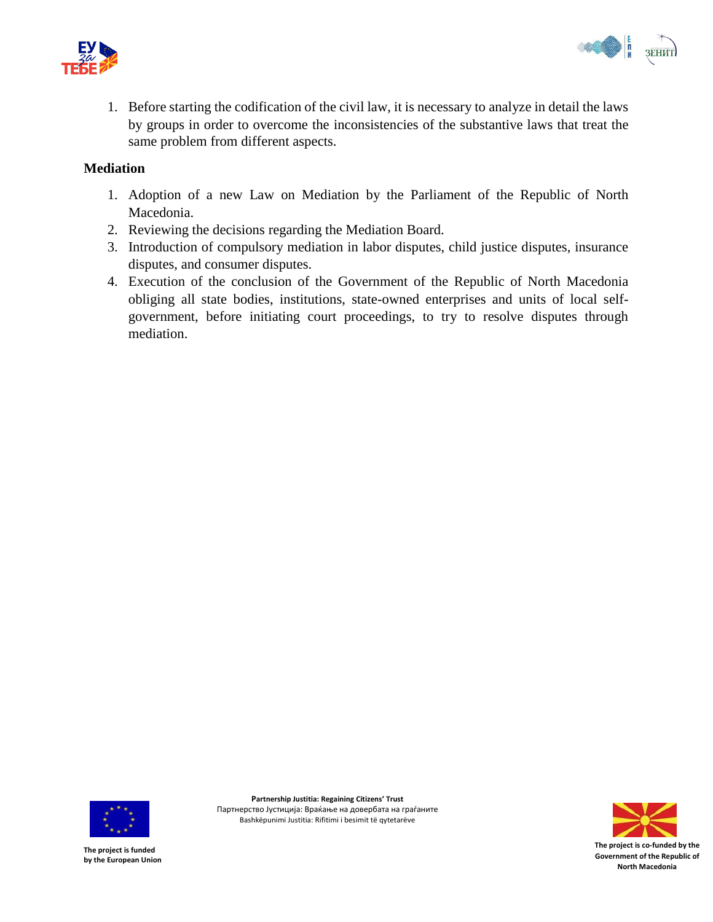1. Before starting the codification of the civil law, it is necessary to analyze in detail the laws by groups in order to overcome the inconsistencies of the substantive laws that treat the same problem from different aspects.

**Mediation**

1. Adoption of a new Law on Mediation by the Parliament of the Republic of North Macedonia.
2. Reviewing the decisions regarding the Mediation Board.
3. Introduction of compulsory mediation in labor disputes, child justice disputes, insurance disputes, and consumer disputes.
4. Execution of the conclusion of the Government of the Republic of North Macedonia obliging all state bodies, institutions, state-owned enterprises and units of local self-government, before initiating court proceedings, to try to resolve disputes through mediation.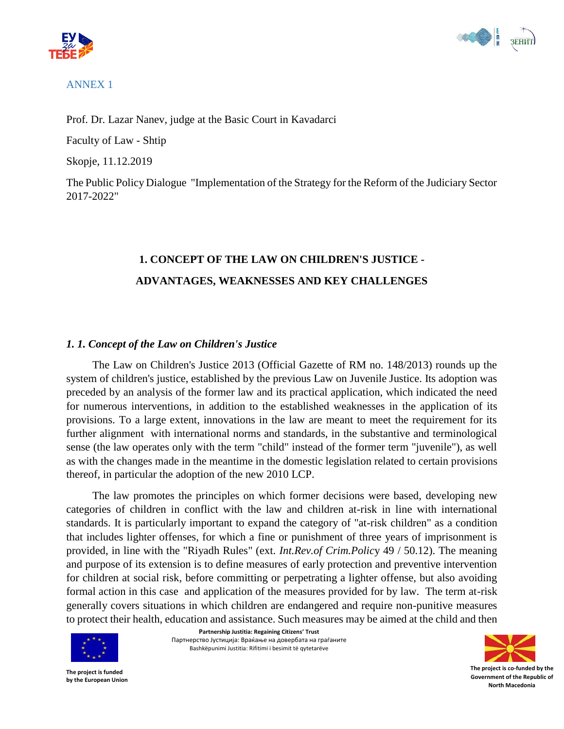ANNEX 1

Prof. Dr. Lazar Nanev, judge at the Basic Court in Kavadarci

Faculty of Law - Shtip

Skopje, 11.12.2019

The Public Policy Dialogue "Implementation of the Strategy for the Reform of the Judiciary Sector 2017-2022"

## 1. CONCEPT OF THE LAW ON CHILDREN'S JUSTICE - ADVANTAGES, WEAKNESSES AND KEY CHALLENGES

### *1. 1. Concept of the Law on Children's Justice*

The Law on Children's Justice 2013 (Official Gazette of RM no. 148/2013) rounds up the system of children's justice, established by the previous Law on Juvenile Justice. Its adoption was preceded by an analysis of the former law and its practical application, which indicated the need for numerous interventions, in addition to the established weaknesses in the application of its provisions. To a large extent, innovations in the law are meant to meet the requirement for its further alignment with international norms and standards, in the substantive and terminological sense (the law operates only with the term "child" instead of the former term "juvenile"), as well as with the changes made in the meantime in the domestic legislation related to certain provisions thereof, in particular the adoption of the new 2010 LCP.

The law promotes the principles on which former decisions were based, developing new categories of children in conflict with the law and children at-risk in line with international standards. It is particularly important to expand the category of "at-risk children" as a condition that includes lighter offenses, for which a fine or punishment of three years of imprisonment is provided, in line with the "Riyadh Rules" (ext. *Int.Rev.of Crim.Polic*y 49 / 50.12). The meaning and purpose of its extension is to define measures of early protection and preventive intervention for children at social risk, before committing or perpetrating a lighter offense, but also avoiding formal action in this case and application of the measures provided for by law. The term at-risk generally covers situations in which children are endangered and require non-punitive measures to protect their health, education and assistance. Such measures may be aimed at the child and then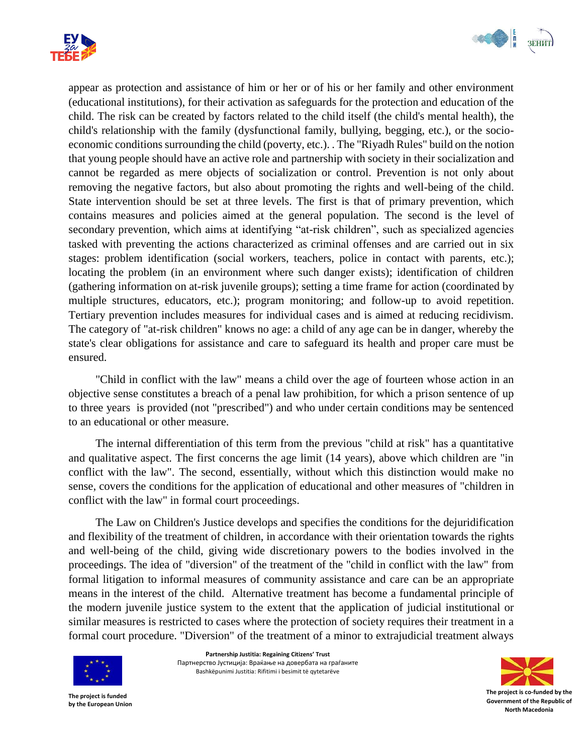appear as protection and assistance of him or her or of his or her family and other environment (educational institutions), for their activation as safeguards for the protection and education of the child. The risk can be created by factors related to the child itself (the child's mental health), the child's relationship with the family (dysfunctional family, bullying, begging, etc.), or the socio-economic conditions surrounding the child (poverty, etc.). . The "Riyadh Rules" build on the notion that young people should have an active role and partnership with society in their socialization and cannot be regarded as mere objects of socialization or control. Prevention is not only about removing the negative factors, but also about promoting the rights and well-being of the child. State intervention should be set at three levels. The first is that of primary prevention, which contains measures and policies aimed at the general population. The second is the level of secondary prevention, which aims at identifying "at-risk children", such as specialized agencies tasked with preventing the actions characterized as criminal offenses and are carried out in six stages: problem identification (social workers, teachers, police in contact with parents, etc.); locating the problem (in an environment where such danger exists); identification of children (gathering information on at-risk juvenile groups); setting a time frame for action (coordinated by multiple structures, educators, etc.); program monitoring; and follow-up to avoid repetition. Tertiary prevention includes measures for individual cases and is aimed at reducing recidivism. The category of "at-risk children" knows no age: a child of any age can be in danger, whereby the state's clear obligations for assistance and care to safeguard its health and proper care must be ensured.

"Child in conflict with the law" means a child over the age of fourteen whose action in an objective sense constitutes a breach of a penal law prohibition, for which a prison sentence of up to three years is provided (not "prescribed") and who under certain conditions may be sentenced to an educational or other measure.

The internal differentiation of this term from the previous "child at risk" has a quantitative and qualitative aspect. The first concerns the age limit (14 years), above which children are "in conflict with the law". The second, essentially, without which this distinction would make no sense, covers the conditions for the application of educational and other measures of "children in conflict with the law" in formal court proceedings.

The Law on Children's Justice develops and specifies the conditions for the dejuridification and flexibility of the treatment of children, in accordance with their orientation towards the rights and well-being of the child, giving wide discretionary powers to the bodies involved in the proceedings. The idea of "diversion" of the treatment of the "child in conflict with the law" from formal litigation to informal measures of community assistance and care can be an appropriate means in the interest of the child. Alternative treatment has become a fundamental principle of the modern juvenile justice system to the extent that the application of judicial institutional or similar measures is restricted to cases where the protection of society requires their treatment in a formal court procedure. "Diversion" of the treatment of a minor to extrajudicial treatment always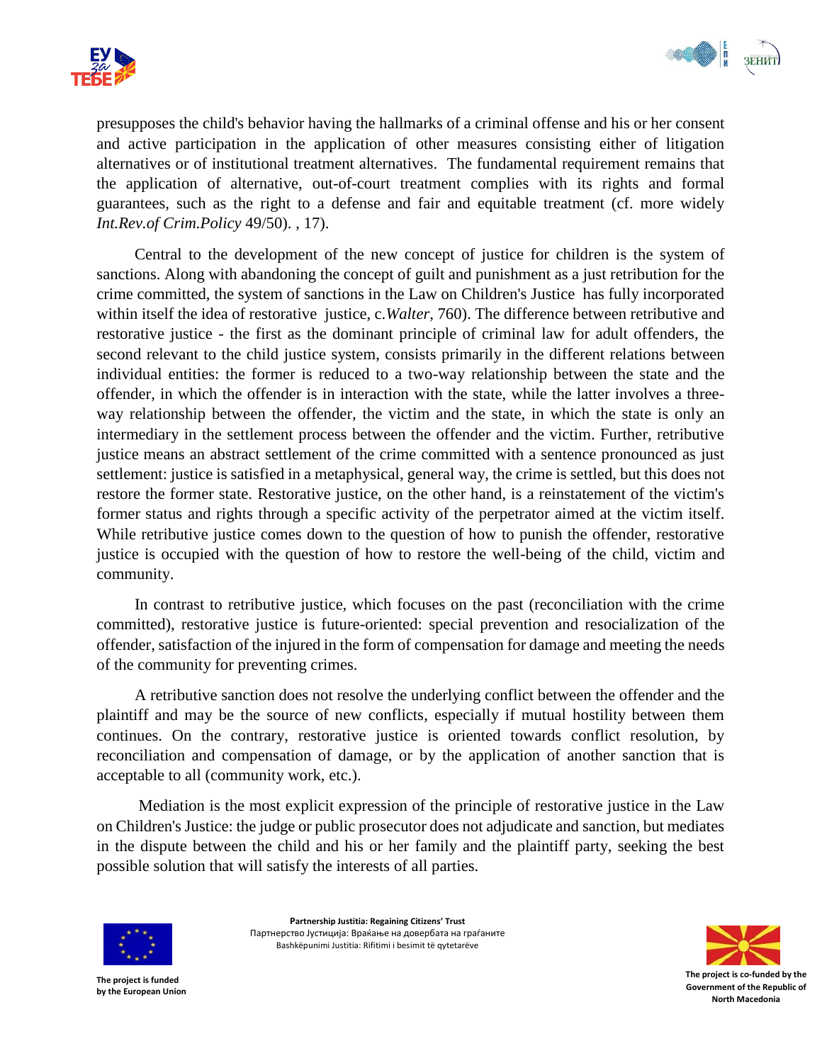presupposes the child's behavior having the hallmarks of a criminal offense and his or her consent and active participation in the application of other measures consisting either of litigation alternatives or of institutional treatment alternatives. The fundamental requirement remains that the application of alternative, out-of-court treatment complies with its rights and formal guarantees, such as the right to a defense and fair and equitable treatment (cf. more widely *Int.Rev.of Crim.Policy* 49/50). , 17).

Central to the development of the new concept of justice for children is the system of sanctions. Along with abandoning the concept of guilt and punishment as a just retribution for the crime committed, the system of sanctions in the Law on Children's Justice has fully incorporated within itself the idea of restorative justice, c.*Walter*, 760). The difference between retributive and restorative justice - the first as the dominant principle of criminal law for adult offenders, the second relevant to the child justice system, consists primarily in the different relations between individual entities: the former is reduced to a two-way relationship between the state and the offender, in which the offender is in interaction with the state, while the latter involves a three-way relationship between the offender, the victim and the state, in which the state is only an intermediary in the settlement process between the offender and the victim. Further, retributive justice means an abstract settlement of the crime committed with a sentence pronounced as just settlement: justice is satisfied in a metaphysical, general way, the crime is settled, but this does not restore the former state. Restorative justice, on the other hand, is a reinstatement of the victim's former status and rights through a specific activity of the perpetrator aimed at the victim itself. While retributive justice comes down to the question of how to punish the offender, restorative justice is occupied with the question of how to restore the well-being of the child, victim and community.

In contrast to retributive justice, which focuses on the past (reconciliation with the crime committed), restorative justice is future-oriented: special prevention and resocialization of the offender, satisfaction of the injured in the form of compensation for damage and meeting the needs of the community for preventing crimes.

A retributive sanction does not resolve the underlying conflict between the offender and the plaintiff and may be the source of new conflicts, especially if mutual hostility between them continues. On the contrary, restorative justice is oriented towards conflict resolution, by reconciliation and compensation of damage, or by the application of another sanction that is acceptable to all (community work, etc.).

Mediation is the most explicit expression of the principle of restorative justice in the Law on Children's Justice: the judge or public prosecutor does not adjudicate and sanction, but mediates in the dispute between the child and his or her family and the plaintiff party, seeking the best possible solution that will satisfy the interests of all parties.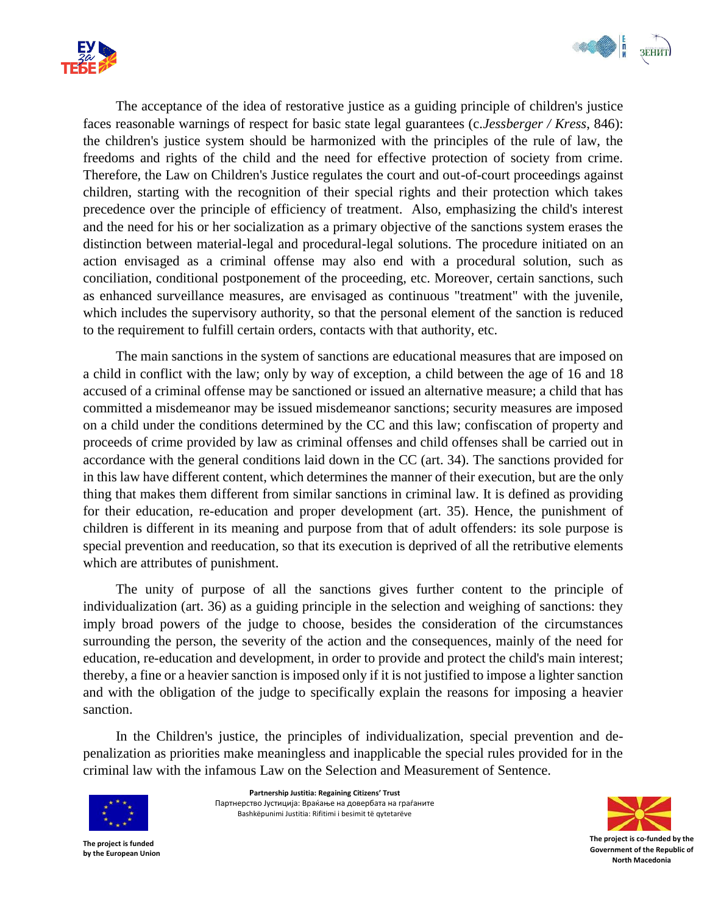The acceptance of the idea of restorative justice as a guiding principle of children's justice faces reasonable warnings of respect for basic state legal guarantees (c.*Jessberger / Kress*, 846): the children's justice system should be harmonized with the principles of the rule of law, the freedoms and rights of the child and the need for effective protection of society from crime. Therefore, the Law on Children's Justice regulates the court and out-of-court proceedings against children, starting with the recognition of their special rights and their protection which takes precedence over the principle of efficiency of treatment. Also, emphasizing the child's interest and the need for his or her socialization as a primary objective of the sanctions system erases the distinction between material-legal and procedural-legal solutions. The procedure initiated on an action envisaged as a criminal offense may also end with a procedural solution, such as conciliation, conditional postponement of the proceeding, etc. Moreover, certain sanctions, such as enhanced surveillance measures, are envisaged as continuous "treatment" with the juvenile, which includes the supervisory authority, so that the personal element of the sanction is reduced to the requirement to fulfill certain orders, contacts with that authority, etc.

The main sanctions in the system of sanctions are educational measures that are imposed on a child in conflict with the law; only by way of exception, a child between the age of 16 and 18 accused of a criminal offense may be sanctioned or issued an alternative measure; a child that has committed a misdemeanor may be issued misdemeanor sanctions; security measures are imposed on a child under the conditions determined by the CC and this law; confiscation of property and proceeds of crime provided by law as criminal offenses and child offenses shall be carried out in accordance with the general conditions laid down in the CC (art. 34). The sanctions provided for in this law have different content, which determines the manner of their execution, but are the only thing that makes them different from similar sanctions in criminal law. It is defined as providing for their education, re-education and proper development (art. 35). Hence, the punishment of children is different in its meaning and purpose from that of adult offenders: its sole purpose is special prevention and reeducation, so that its execution is deprived of all the retributive elements which are attributes of punishment.

The unity of purpose of all the sanctions gives further content to the principle of individualization (art. 36) as a guiding principle in the selection and weighing of sanctions: they imply broad powers of the judge to choose, besides the consideration of the circumstances surrounding the person, the severity of the action and the consequences, mainly of the need for education, re-education and development, in order to provide and protect the child's main interest; thereby, a fine or a heavier sanction is imposed only if it is not justified to impose a lighter sanction and with the obligation of the judge to specifically explain the reasons for imposing a heavier sanction.

In the Children's justice, the principles of individualization, special prevention and de-penalization as priorities make meaningless and inapplicable the special rules provided for in the criminal law with the infamous Law on the Selection and Measurement of Sentence.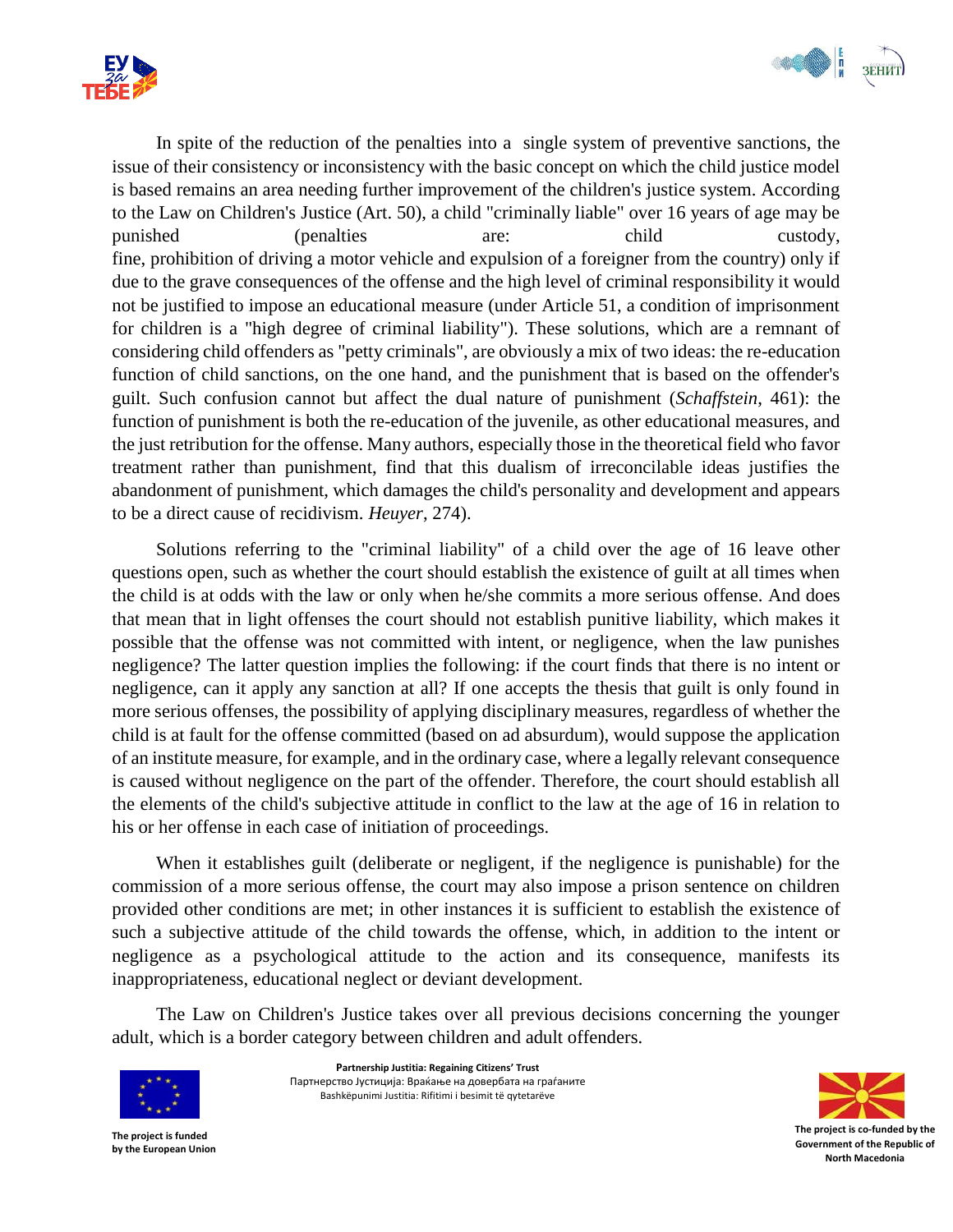In spite of the reduction of the penalties into a single system of preventive sanctions, the issue of their consistency or inconsistency with the basic concept on which the child justice model is based remains an area needing further improvement of the children's justice system. According to the Law on Children's Justice (Art. 50), a child "criminally liable" over 16 years of age may be punished (penalties are: child custody, fine, prohibition of driving a motor vehicle and expulsion of a foreigner from the country) only if due to the grave consequences of the offense and the high level of criminal responsibility it would not be justified to impose an educational measure (under Article 51, a condition of imprisonment for children is a "high degree of criminal liability"). These solutions, which are a remnant of considering child offenders as "petty criminals", are obviously a mix of two ideas: the re-education function of child sanctions, on the one hand, and the punishment that is based on the offender's guilt. Such confusion cannot but affect the dual nature of punishment (*Schaffstein*, 461): the function of punishment is both the re-education of the juvenile, as other educational measures, and the just retribution for the offense. Many authors, especially those in the theoretical field who favor treatment rather than punishment, find that this dualism of irreconcilable ideas justifies the abandonment of punishment, which damages the child's personality and development and appears to be a direct cause of recidivism. *Heuyer*, 274).

Solutions referring to the "criminal liability" of a child over the age of 16 leave other questions open, such as whether the court should establish the existence of guilt at all times when the child is at odds with the law or only when he/she commits a more serious offense. And does that mean that in light offenses the court should not establish punitive liability, which makes it possible that the offense was not committed with intent, or negligence, when the law punishes negligence? The latter question implies the following: if the court finds that there is no intent or negligence, can it apply any sanction at all? If one accepts the thesis that guilt is only found in more serious offenses, the possibility of applying disciplinary measures, regardless of whether the child is at fault for the offense committed (based on ad absurdum), would suppose the application of an institute measure, for example, and in the ordinary case, where a legally relevant consequence is caused without negligence on the part of the offender. Therefore, the court should establish all the elements of the child's subjective attitude in conflict to the law at the age of 16 in relation to his or her offense in each case of initiation of proceedings.

When it establishes guilt (deliberate or negligent, if the negligence is punishable) for the commission of a more serious offense, the court may also impose a prison sentence on children provided other conditions are met; in other instances it is sufficient to establish the existence of such a subjective attitude of the child towards the offense, which, in addition to the intent or negligence as a psychological attitude to the action and its consequence, manifests its inappropriateness, educational neglect or deviant development.

The Law on Children's Justice takes over all previous decisions concerning the younger adult, which is a border category between children and adult offenders.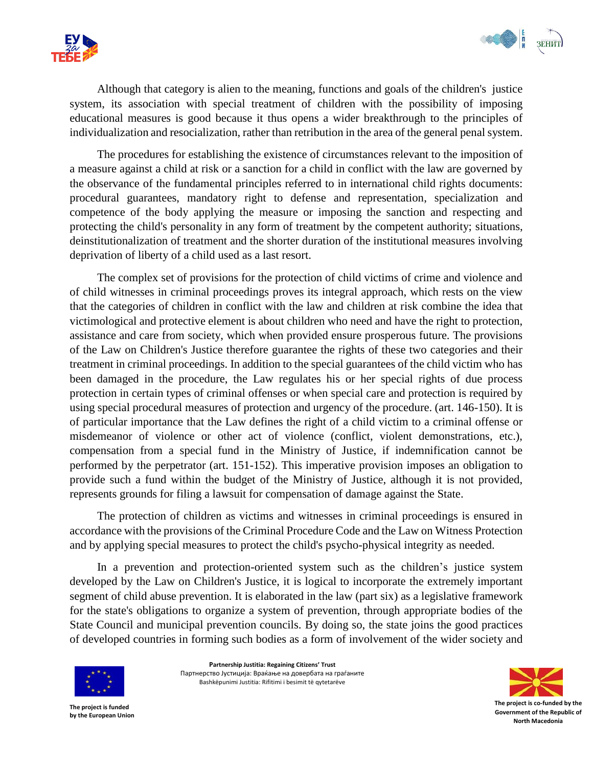Although that category is alien to the meaning, functions and goals of the children's justice system, its association with special treatment of children with the possibility of imposing educational measures is good because it thus opens a wider breakthrough to the principles of individualization and resocialization, rather than retribution in the area of the general penal system.

The procedures for establishing the existence of circumstances relevant to the imposition of a measure against a child at risk or a sanction for a child in conflict with the law are governed by the observance of the fundamental principles referred to in international child rights documents: procedural guarantees, mandatory right to defense and representation, specialization and competence of the body applying the measure or imposing the sanction and respecting and protecting the child's personality in any form of treatment by the competent authority; situations, deinstitutionalization of treatment and the shorter duration of the institutional measures involving deprivation of liberty of a child used as a last resort.

The complex set of provisions for the protection of child victims of crime and violence and of child witnesses in criminal proceedings proves its integral approach, which rests on the view that the categories of children in conflict with the law and children at risk combine the idea that victimological and protective element is about children who need and have the right to protection, assistance and care from society, which when provided ensure prosperous future. The provisions of the Law on Children's Justice therefore guarantee the rights of these two categories and their treatment in criminal proceedings. In addition to the special guarantees of the child victim who has been damaged in the procedure, the Law regulates his or her special rights of due process protection in certain types of criminal offenses or when special care and protection is required by using special procedural measures of protection and urgency of the procedure. (art. 146-150). It is of particular importance that the Law defines the right of a child victim to a criminal offense or misdemeanor of violence or other act of violence (conflict, violent demonstrations, etc.), compensation from a special fund in the Ministry of Justice, if indemnification cannot be performed by the perpetrator (art. 151-152). This imperative provision imposes an obligation to provide such a fund within the budget of the Ministry of Justice, although it is not provided, represents grounds for filing a lawsuit for compensation of damage against the State.

The protection of children as victims and witnesses in criminal proceedings is ensured in accordance with the provisions of the Criminal Procedure Code and the Law on Witness Protection and by applying special measures to protect the child's psycho-physical integrity as needed.

In a prevention and protection-oriented system such as the children's justice system developed by the Law on Children's Justice, it is logical to incorporate the extremely important segment of child abuse prevention. It is elaborated in the law (part six) as a legislative framework for the state's obligations to organize a system of prevention, through appropriate bodies of the State Council and municipal prevention councils. By doing so, the state joins the good practices of developed countries in forming such bodies as a form of involvement of the wider society and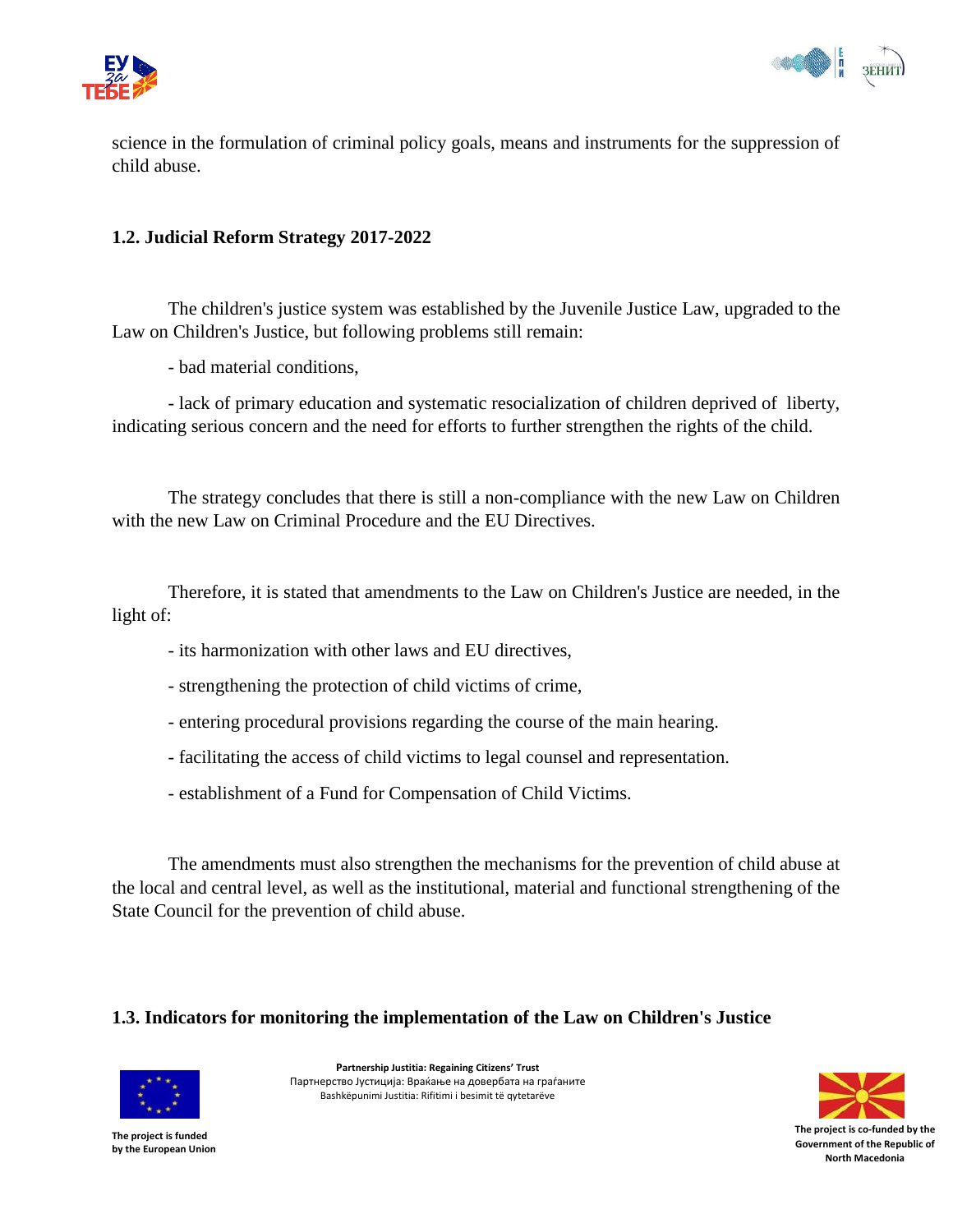science in the formulation of criminal policy goals, means and instruments for the suppression of child abuse.

### 1.2. Judicial Reform Strategy 2017-2022

The children's justice system was established by the Juvenile Justice Law, upgraded to the Law on Children's Justice, but following problems still remain:

- bad material conditions,

- lack of primary education and systematic resocialization of children deprived of liberty, indicating serious concern and the need for efforts to further strengthen the rights of the child.

The strategy concludes that there is still a non-compliance with the new Law on Children with the new Law on Criminal Procedure and the EU Directives.

Therefore, it is stated that amendments to the Law on Children's Justice are needed, in the light of:

- its harmonization with other laws and EU directives,

- strengthening the protection of child victims of crime,

- entering procedural provisions regarding the course of the main hearing.

- facilitating the access of child victims to legal counsel and representation.

- establishment of a Fund for Compensation of Child Victims.

The amendments must also strengthen the mechanisms for the prevention of child abuse at the local and central level, as well as the institutional, material and functional strengthening of the State Council for the prevention of child abuse.

### 1.3. Indicators for monitoring the implementation of the Law on Children's Justice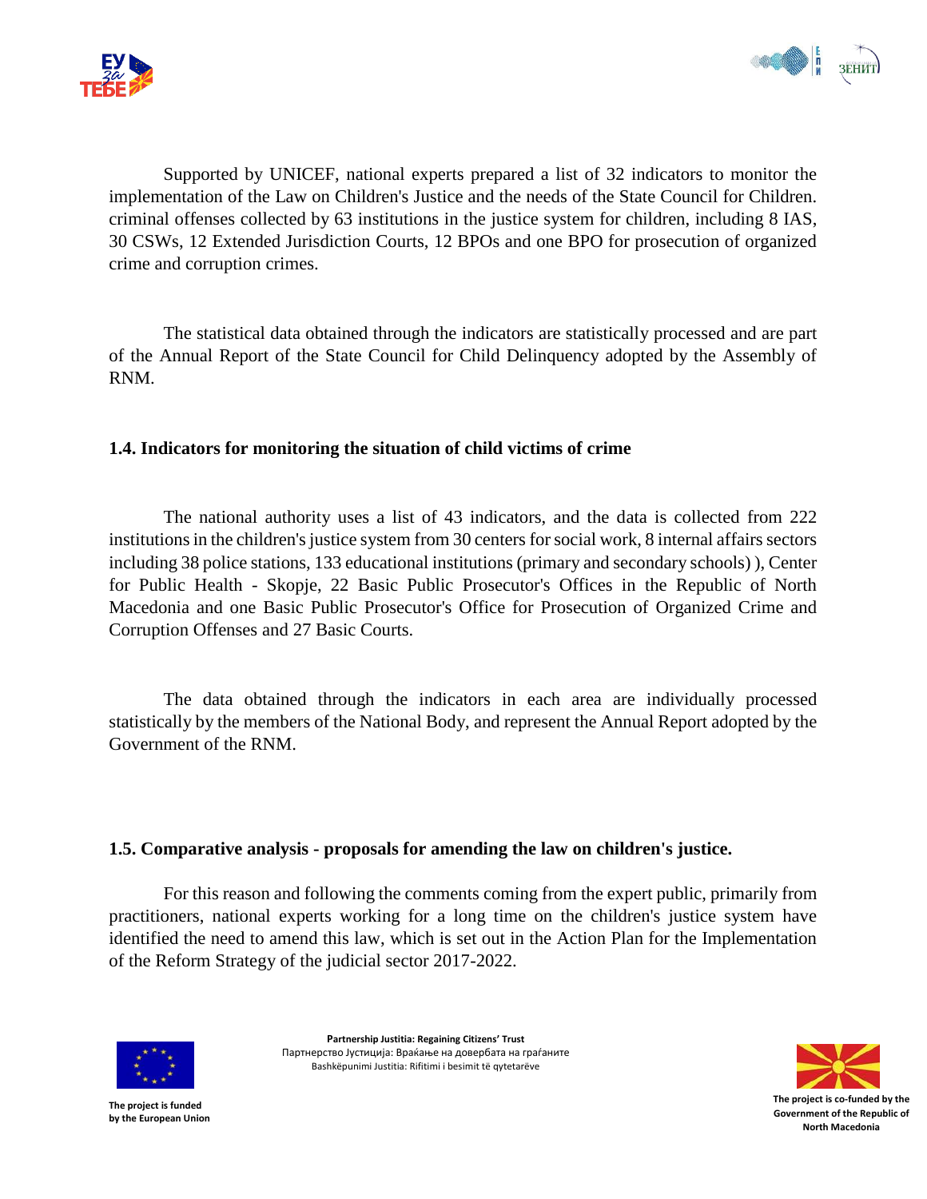Supported by UNICEF, national experts prepared a list of 32 indicators to monitor the implementation of the Law on Children's Justice and the needs of the State Council for Children. criminal offenses collected by 63 institutions in the justice system for children, including 8 IAS, 30 CSWs, 12 Extended Jurisdiction Courts, 12 BPOs and one BPO for prosecution of organized crime and corruption crimes.

The statistical data obtained through the indicators are statistically processed and are part of the Annual Report of the State Council for Child Delinquency adopted by the Assembly of RNM.

### 1.4. Indicators for monitoring the situation of child victims of crime

The national authority uses a list of 43 indicators, and the data is collected from 222 institutions in the children's justice system from 30 centers for social work, 8 internal affairs sectors including 38 police stations, 133 educational institutions (primary and secondary schools) ), Center for Public Health - Skopje, 22 Basic Public Prosecutor's Offices in the Republic of North Macedonia and one Basic Public Prosecutor's Office for Prosecution of Organized Crime and Corruption Offenses and 27 Basic Courts.

The data obtained through the indicators in each area are individually processed statistically by the members of the National Body, and represent the Annual Report adopted by the Government of the RNM.

### 1.5. Comparative analysis - proposals for amending the law on children's justice.

For this reason and following the comments coming from the expert public, primarily from practitioners, national experts working for a long time on the children's justice system have identified the need to amend this law, which is set out in the Action Plan for the Implementation of the Reform Strategy of the judicial sector 2017-2022.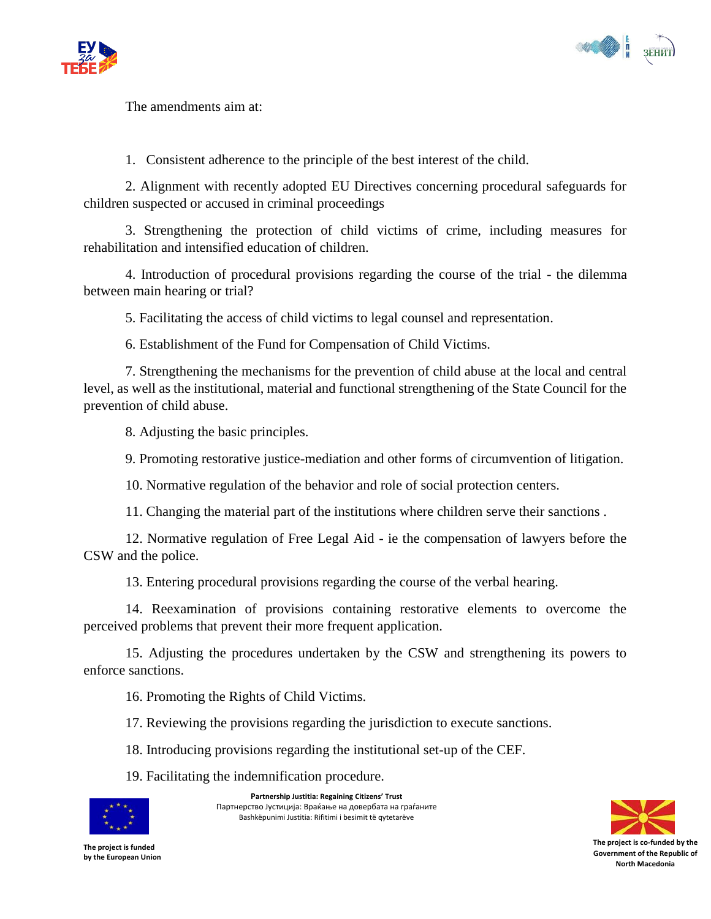The amendments aim at:

1. Consistent adherence to the principle of the best interest of the child.
2. Alignment with recently adopted EU Directives concerning procedural safeguards for children suspected or accused in criminal proceedings
3. Strengthening the protection of child victims of crime, including measures for rehabilitation and intensified education of children.
4. Introduction of procedural provisions regarding the course of the trial - the dilemma between main hearing or trial?
5. Facilitating the access of child victims to legal counsel and representation.
6. Establishment of the Fund for Compensation of Child Victims.
7. Strengthening the mechanisms for the prevention of child abuse at the local and central level, as well as the institutional, material and functional strengthening of the State Council for the prevention of child abuse.
8. Adjusting the basic principles.
9. Promoting restorative justice-mediation and other forms of circumvention of litigation.
10. Normative regulation of the behavior and role of social protection centers.
11. Changing the material part of the institutions where children serve their sanctions .
12. Normative regulation of Free Legal Aid - ie the compensation of lawyers before the CSW and the police.
13. Entering procedural provisions regarding the course of the verbal hearing.
14. Reexamination of provisions containing restorative elements to overcome the perceived problems that prevent their more frequent application.
15. Adjusting the procedures undertaken by the CSW and strengthening its powers to enforce sanctions.
16. Promoting the Rights of Child Victims.
17. Reviewing the provisions regarding the jurisdiction to execute sanctions.
18. Introducing provisions regarding the institutional set-up of the CEF.
19. Facilitating the indemnification procedure.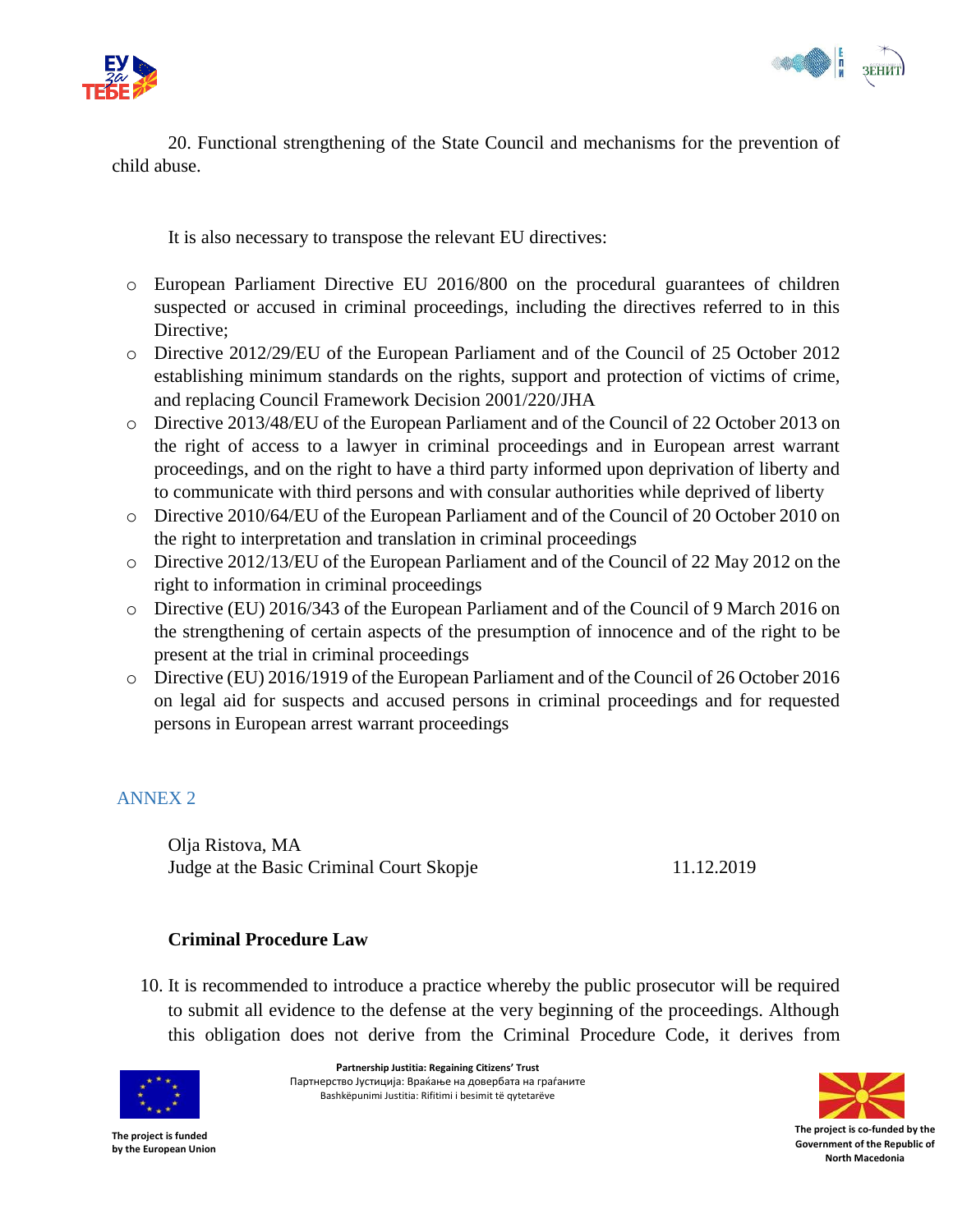20. Functional strengthening of the State Council and mechanisms for the prevention of child abuse.

It is also necessary to transpose the relevant EU directives:

- European Parliament Directive EU 2016/800 on the procedural guarantees of children suspected or accused in criminal proceedings, including the directives referred to in this Directive;
- Directive 2012/29/EU of the European Parliament and of the Council of 25 October 2012 establishing minimum standards on the rights, support and protection of victims of crime, and replacing Council Framework Decision 2001/220/JHA
- Directive 2013/48/EU of the European Parliament and of the Council of 22 October 2013 on the right of access to a lawyer in criminal proceedings and in European arrest warrant proceedings, and on the right to have a third party informed upon deprivation of liberty and to communicate with third persons and with consular authorities while deprived of liberty
- Directive 2010/64/EU of the European Parliament and of the Council of 20 October 2010 on the right to interpretation and translation in criminal proceedings
- Directive 2012/13/EU of the European Parliament and of the Council of 22 May 2012 on the right to information in criminal proceedings
- Directive (EU) 2016/343 of the European Parliament and of the Council of 9 March 2016 on the strengthening of certain aspects of the presumption of innocence and of the right to be present at the trial in criminal proceedings
- Directive (EU) 2016/1919 of the European Parliament and of the Council of 26 October 2016 on legal aid for suspects and accused persons in criminal proceedings and for requested persons in European arrest warrant proceedings

## ANNEX 2

Olja Ristova, MA
Judge at the Basic Criminal Court Skopje 11.12.2019

**Criminal Procedure Law**

10. It is recommended to introduce a practice whereby the public prosecutor will be required to submit all evidence to the defense at the very beginning of the proceedings. Although this obligation does not derive from the Criminal Procedure Code, it derives from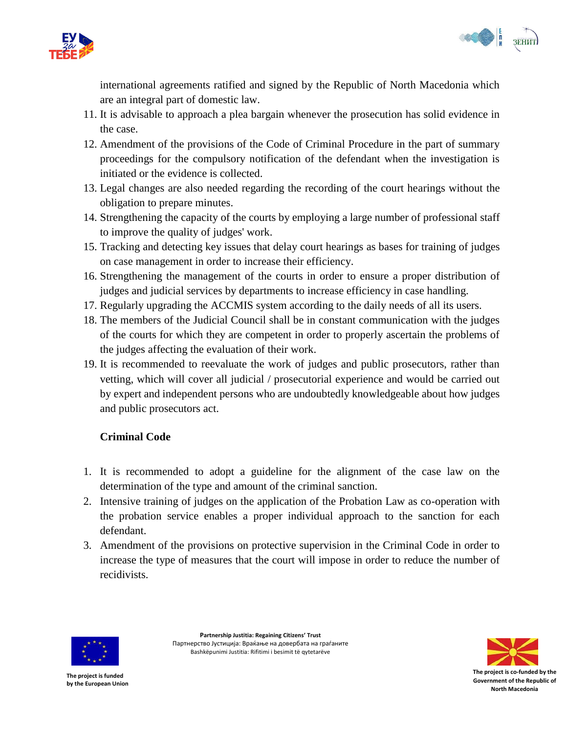international agreements ratified and signed by the Republic of North Macedonia which are an integral part of domestic law.

11. It is advisable to approach a plea bargain whenever the prosecution has solid evidence in the case.
12. Amendment of the provisions of the Code of Criminal Procedure in the part of summary proceedings for the compulsory notification of the defendant when the investigation is initiated or the evidence is collected.
13. Legal changes are also needed regarding the recording of the court hearings without the obligation to prepare minutes.
14. Strengthening the capacity of the courts by employing a large number of professional staff to improve the quality of judges' work.
15. Tracking and detecting key issues that delay court hearings as bases for training of judges on case management in order to increase their efficiency.
16. Strengthening the management of the courts in order to ensure a proper distribution of judges and judicial services by departments to increase efficiency in case handling.
17. Regularly upgrading the ACCMIS system according to the daily needs of all its users.
18. The members of the Judicial Council shall be in constant communication with the judges of the courts for which they are competent in order to properly ascertain the problems of the judges affecting the evaluation of their work.
19. It is recommended to reevaluate the work of judges and public prosecutors, rather than vetting, which will cover all judicial / prosecutorial experience and would be carried out by expert and independent persons who are undoubtedly knowledgeable about how judges and public prosecutors act.

**Criminal Code**

1. It is recommended to adopt a guideline for the alignment of the case law on the determination of the type and amount of the criminal sanction.
2. Intensive training of judges on the application of the Probation Law as co-operation with the probation service enables a proper individual approach to the sanction for each defendant.
3. Amendment of the provisions on protective supervision in the Criminal Code in order to increase the type of measures that the court will impose in order to reduce the number of recidivists.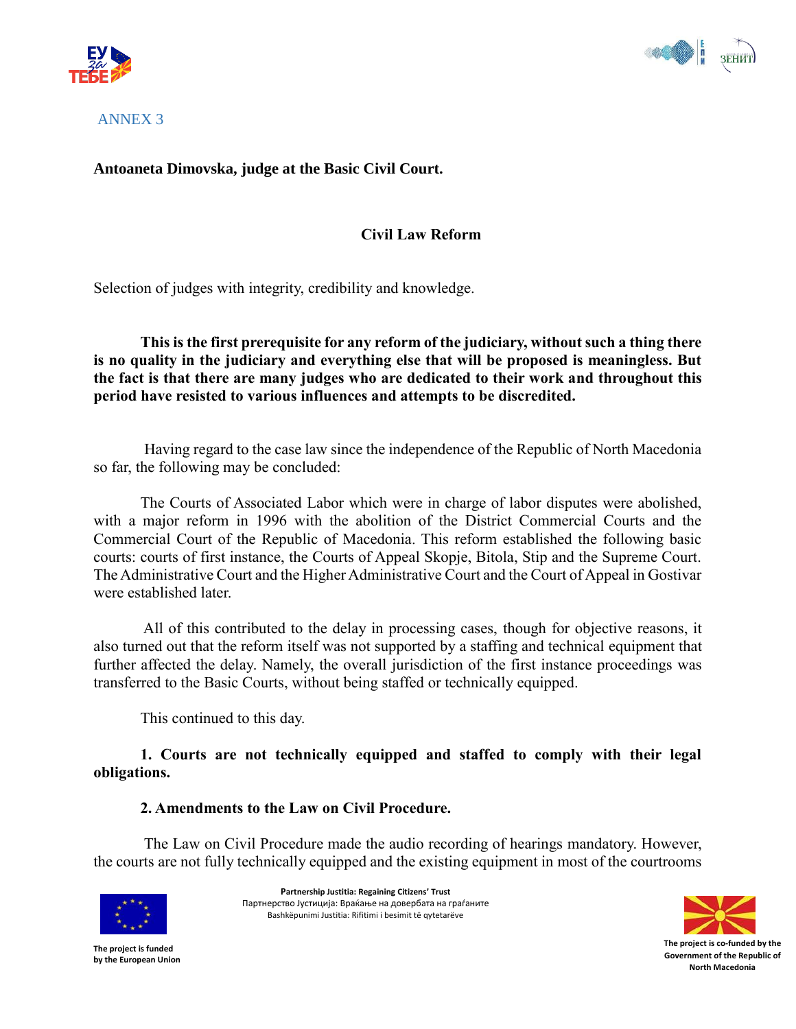ANNEX 3

**Antoaneta Dimovska, judge at the Basic Civil Court.**

**Civil Law Reform**

Selection of judges with integrity, credibility and knowledge.

**This is the first prerequisite for any reform of the judiciary, without such a thing there is no quality in the judiciary and everything else that will be proposed is meaningless. But the fact is that there are many judges who are dedicated to their work and throughout this period have resisted to various influences and attempts to be discredited.**

Having regard to the case law since the independence of the Republic of North Macedonia so far, the following may be concluded:

The Courts of Associated Labor which were in charge of labor disputes were abolished, with a major reform in 1996 with the abolition of the District Commercial Courts and the Commercial Court of the Republic of Macedonia. This reform established the following basic courts: courts of first instance, the Courts of Appeal Skopje, Bitola, Stip and the Supreme Court. The Administrative Court and the Higher Administrative Court and the Court of Appeal in Gostivar were established later.

All of this contributed to the delay in processing cases, though for objective reasons, it also turned out that the reform itself was not supported by a staffing and technical equipment that further affected the delay. Namely, the overall jurisdiction of the first instance proceedings was transferred to the Basic Courts, without being staffed or technically equipped.

This continued to this day.

**1. Courts are not technically equipped and staffed to comply with their legal obligations.**

**2. Amendments to the Law on Civil Procedure.**

The Law on Civil Procedure made the audio recording of hearings mandatory. However, the courts are not fully technically equipped and the existing equipment in most of the courtrooms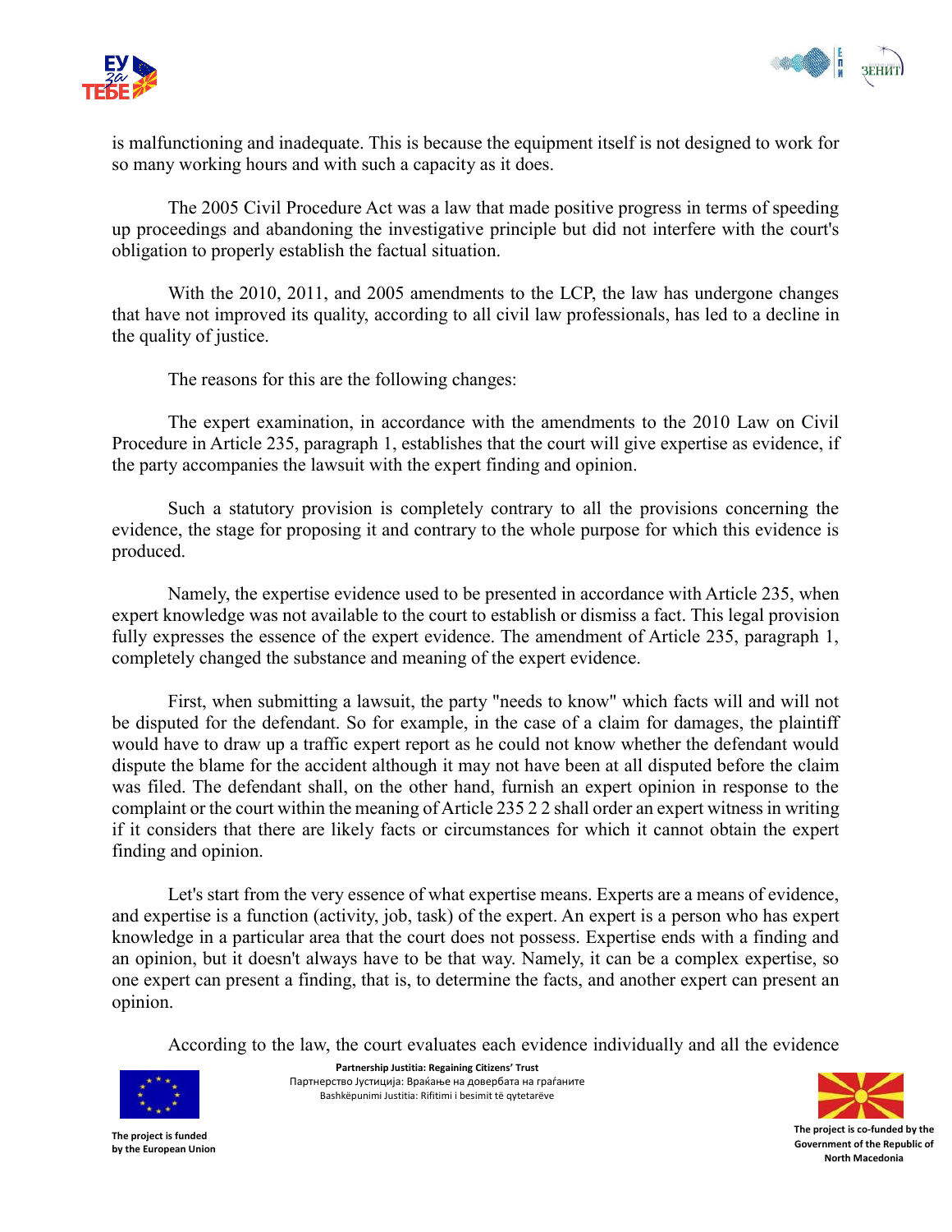is malfunctioning and inadequate. This is because the equipment itself is not designed to work for so many working hours and with such a capacity as it does.

The 2005 Civil Procedure Act was a law that made positive progress in terms of speeding up proceedings and abandoning the investigative principle but did not interfere with the court's obligation to properly establish the factual situation.

With the 2010, 2011, and 2005 amendments to the LCP, the law has undergone changes that have not improved its quality, according to all civil law professionals, has led to a decline in the quality of justice.

The reasons for this are the following changes:

The expert examination, in accordance with the amendments to the 2010 Law on Civil Procedure in Article 235, paragraph 1, establishes that the court will give expertise as evidence, if the party accompanies the lawsuit with the expert finding and opinion.

Such a statutory provision is completely contrary to all the provisions concerning the evidence, the stage for proposing it and contrary to the whole purpose for which this evidence is produced.

Namely, the expertise evidence used to be presented in accordance with Article 235, when expert knowledge was not available to the court to establish or dismiss a fact. This legal provision fully expresses the essence of the expert evidence. The amendment of Article 235, paragraph 1, completely changed the substance and meaning of the expert evidence.

First, when submitting a lawsuit, the party "needs to know" which facts will and will not be disputed for the defendant. So for example, in the case of a claim for damages, the plaintiff would have to draw up a traffic expert report as he could not know whether the defendant would dispute the blame for the accident although it may not have been at all disputed before the claim was filed. The defendant shall, on the other hand, furnish an expert opinion in response to the complaint or the court within the meaning of Article 235 2 2 shall order an expert witness in writing if it considers that there are likely facts or circumstances for which it cannot obtain the expert finding and opinion.

Let's start from the very essence of what expertise means. Experts are a means of evidence, and expertise is a function (activity, job, task) of the expert. An expert is a person who has expert knowledge in a particular area that the court does not possess. Expertise ends with a finding and an opinion, but it doesn't always have to be that way. Namely, it can be a complex expertise, so one expert can present a finding, that is, to determine the facts, and another expert can present an opinion.

According to the law, the court evaluates each evidence individually and all the evidence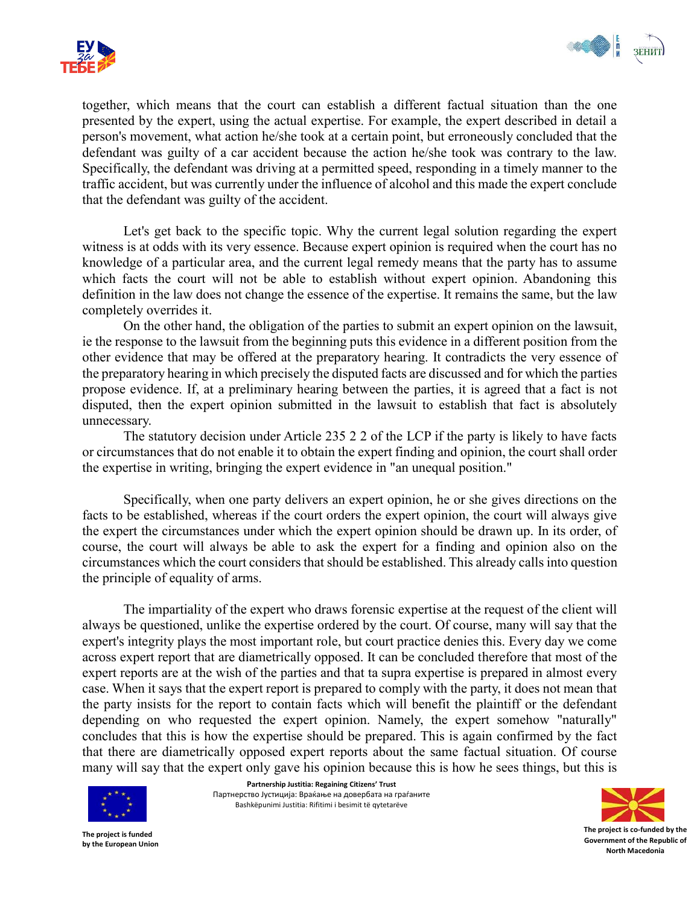together, which means that the court can establish a different factual situation than the one presented by the expert, using the actual expertise. For example, the expert described in detail a person's movement, what action he/she took at a certain point, but erroneously concluded that the defendant was guilty of a car accident because the action he/she took was contrary to the law. Specifically, the defendant was driving at a permitted speed, responding in a timely manner to the traffic accident, but was currently under the influence of alcohol and this made the expert conclude that the defendant was guilty of the accident.

Let's get back to the specific topic. Why the current legal solution regarding the expert witness is at odds with its very essence. Because expert opinion is required when the court has no knowledge of a particular area, and the current legal remedy means that the party has to assume which facts the court will not be able to establish without expert opinion. Abandoning this definition in the law does not change the essence of the expertise. It remains the same, but the law completely overrides it.

On the other hand, the obligation of the parties to submit an expert opinion on the lawsuit, ie the response to the lawsuit from the beginning puts this evidence in a different position from the other evidence that may be offered at the preparatory hearing. It contradicts the very essence of the preparatory hearing in which precisely the disputed facts are discussed and for which the parties propose evidence. If, at a preliminary hearing between the parties, it is agreed that a fact is not disputed, then the expert opinion submitted in the lawsuit to establish that fact is absolutely unnecessary.

The statutory decision under Article 235 2 2 of the LCP if the party is likely to have facts or circumstances that do not enable it to obtain the expert finding and opinion, the court shall order the expertise in writing, bringing the expert evidence in "an unequal position."

Specifically, when one party delivers an expert opinion, he or she gives directions on the facts to be established, whereas if the court orders the expert opinion, the court will always give the expert the circumstances under which the expert opinion should be drawn up. In its order, of course, the court will always be able to ask the expert for a finding and opinion also on the circumstances which the court considers that should be established. This already calls into question the principle of equality of arms.

The impartiality of the expert who draws forensic expertise at the request of the client will always be questioned, unlike the expertise ordered by the court. Of course, many will say that the expert's integrity plays the most important role, but court practice denies this. Every day we come across expert report that are diametrically opposed. It can be concluded therefore that most of the expert reports are at the wish of the parties and that ta supra expertise is prepared in almost every case. When it says that the expert report is prepared to comply with the party, it does not mean that the party insists for the report to contain facts which will benefit the plaintiff or the defendant depending on who requested the expert opinion. Namely, the expert somehow "naturally" concludes that this is how the expertise should be prepared. This is again confirmed by the fact that there are diametrically opposed expert reports about the same factual situation. Of course many will say that the expert only gave his opinion because this is how he sees things, but this is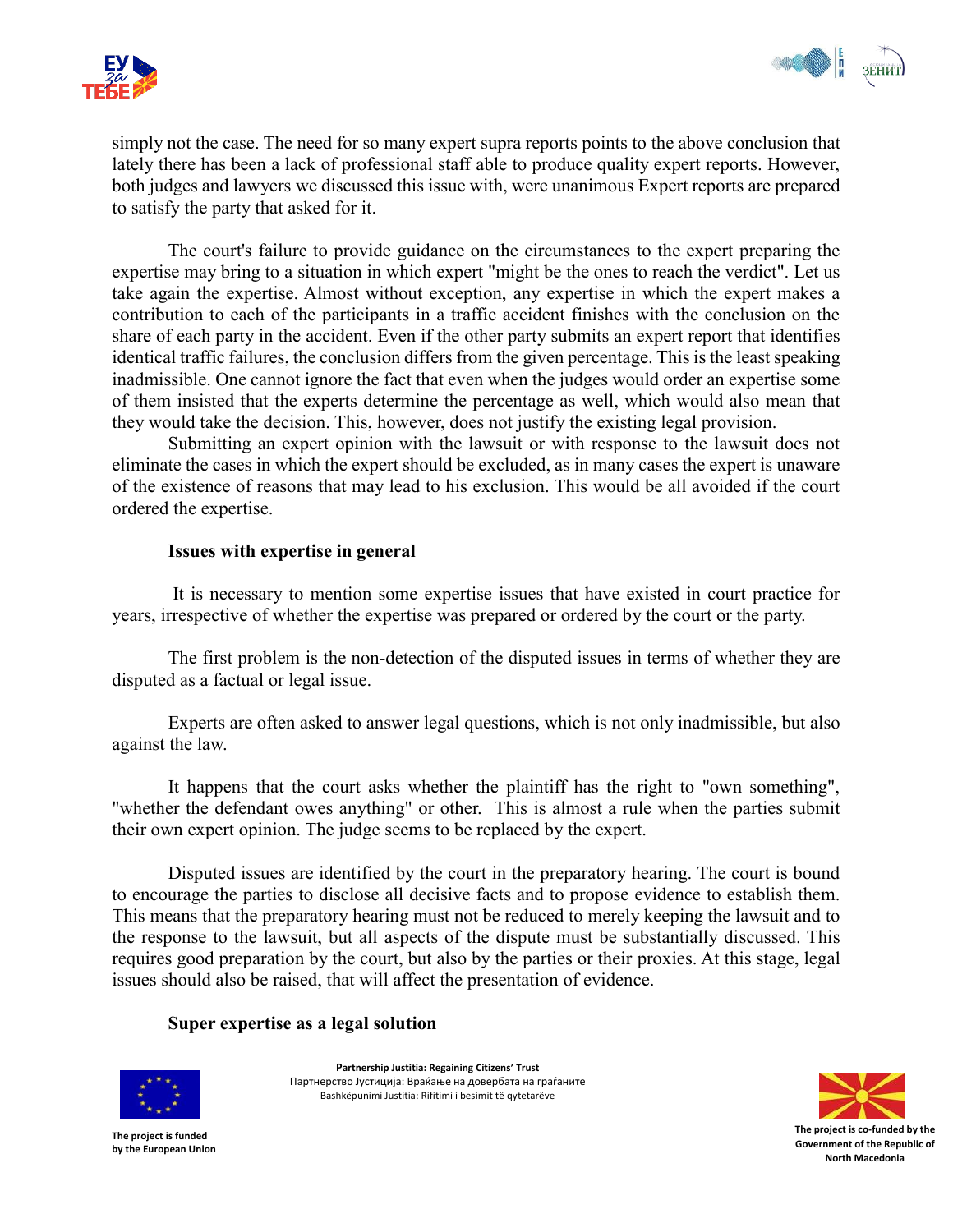simply not the case. The need for so many expert supra reports points to the above conclusion that lately there has been a lack of professional staff able to produce quality expert reports. However, both judges and lawyers we discussed this issue with, were unanimous Expert reports are prepared to satisfy the party that asked for it.

The court's failure to provide guidance on the circumstances to the expert preparing the expertise may bring to a situation in which expert "might be the ones to reach the verdict". Let us take again the expertise. Almost without exception, any expertise in which the expert makes a contribution to each of the participants in a traffic accident finishes with the conclusion on the share of each party in the accident. Even if the other party submits an expert report that identifies identical traffic failures, the conclusion differs from the given percentage. This is the least speaking inadmissible. One cannot ignore the fact that even when the judges would order an expertise some of them insisted that the experts determine the percentage as well, which would also mean that they would take the decision. This, however, does not justify the existing legal provision.

Submitting an expert opinion with the lawsuit or with response to the lawsuit does not eliminate the cases in which the expert should be excluded, as in many cases the expert is unaware of the existence of reasons that may lead to his exclusion. This would be all avoided if the court ordered the expertise.

**Issues with expertise in general**

It is necessary to mention some expertise issues that have existed in court practice for years, irrespective of whether the expertise was prepared or ordered by the court or the party.

The first problem is the non-detection of the disputed issues in terms of whether they are disputed as a factual or legal issue.

Experts are often asked to answer legal questions, which is not only inadmissible, but also against the law.

It happens that the court asks whether the plaintiff has the right to "own something", "whether the defendant owes anything" or other. This is almost a rule when the parties submit their own expert opinion. The judge seems to be replaced by the expert.

Disputed issues are identified by the court in the preparatory hearing. The court is bound to encourage the parties to disclose all decisive facts and to propose evidence to establish them. This means that the preparatory hearing must not be reduced to merely keeping the lawsuit and to the response to the lawsuit, but all aspects of the dispute must be substantially discussed. This requires good preparation by the court, but also by the parties or their proxies. At this stage, legal issues should also be raised, that will affect the presentation of evidence.

**Super expertise as a legal solution**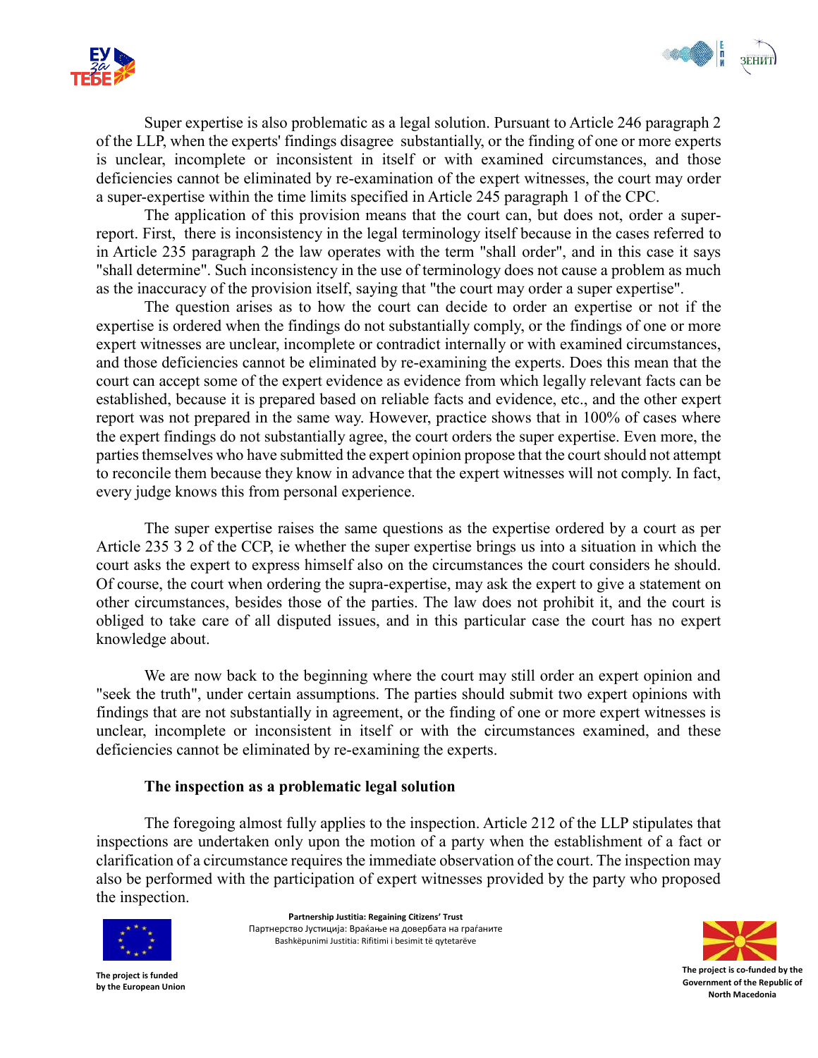Super expertise is also problematic as a legal solution. Pursuant to Article 246 paragraph 2 of the LLP, when the experts' findings disagree substantially, or the finding of one or more experts is unclear, incomplete or inconsistent in itself or with examined circumstances, and those deficiencies cannot be eliminated by re-examination of the expert witnesses, the court may order a super-expertise within the time limits specified in Article 245 paragraph 1 of the CPC.

The application of this provision means that the court can, but does not, order a super-report. First, there is inconsistency in the legal terminology itself because in the cases referred to in Article 235 paragraph 2 the law operates with the term "shall order", and in this case it says "shall determine". Such inconsistency in the use of terminology does not cause a problem as much as the inaccuracy of the provision itself, saying that "the court may order a super expertise".

The question arises as to how the court can decide to order an expertise or not if the expertise is ordered when the findings do not substantially comply, or the findings of one or more expert witnesses are unclear, incomplete or contradict internally or with examined circumstances, and those deficiencies cannot be eliminated by re-examining the experts. Does this mean that the court can accept some of the expert evidence as evidence from which legally relevant facts can be established, because it is prepared based on reliable facts and evidence, etc., and the other expert report was not prepared in the same way. However, practice shows that in 100% of cases where the expert findings do not substantially agree, the court orders the super expertise. Even more, the parties themselves who have submitted the expert opinion propose that the court should not attempt to reconcile them because they know in advance that the expert witnesses will not comply. In fact, every judge knows this from personal experience.

The super expertise raises the same questions as the expertise ordered by a court as per Article 235 3 2 of the CCP, ie whether the super expertise brings us into a situation in which the court asks the expert to express himself also on the circumstances the court considers he should. Of course, the court when ordering the supra-expertise, may ask the expert to give a statement on other circumstances, besides those of the parties. The law does not prohibit it, and the court is obliged to take care of all disputed issues, and in this particular case the court has no expert knowledge about.

We are now back to the beginning where the court may still order an expert opinion and "seek the truth", under certain assumptions. The parties should submit two expert opinions with findings that are not substantially in agreement, or the finding of one or more expert witnesses is unclear, incomplete or inconsistent in itself or with the circumstances examined, and these deficiencies cannot be eliminated by re-examining the experts.

### The inspection as a problematic legal solution

The foregoing almost fully applies to the inspection. Article 212 of the LLP stipulates that inspections are undertaken only upon the motion of a party when the establishment of a fact or clarification of a circumstance requires the immediate observation of the court. The inspection may also be performed with the participation of expert witnesses provided by the party who proposed the inspection.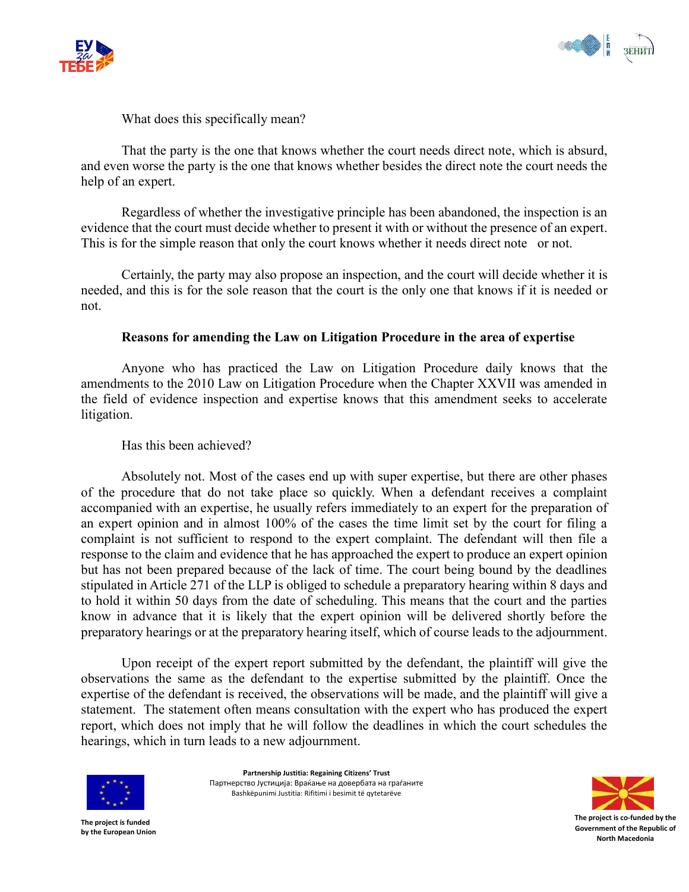What does this specifically mean?

That the party is the one that knows whether the court needs direct note, which is absurd, and even worse the party is the one that knows whether besides the direct note the court needs the help of an expert.

Regardless of whether the investigative principle has been abandoned, the inspection is an evidence that the court must decide whether to present it with or without the presence of an expert. This is for the simple reason that only the court knows whether it needs direct note or not.

Certainly, the party may also propose an inspection, and the court will decide whether it is needed, and this is for the sole reason that the court is the only one that knows if it is needed or not.

**Reasons for amending the Law on Litigation Procedure in the area of expertise**

Anyone who has practiced the Law on Litigation Procedure daily knows that the amendments to the 2010 Law on Litigation Procedure when the Chapter XXVII was amended in the field of evidence inspection and expertise knows that this amendment seeks to accelerate litigation.

Has this been achieved?

Absolutely not. Most of the cases end up with super expertise, but there are other phases of the procedure that do not take place so quickly. When a defendant receives a complaint accompanied with an expertise, he usually refers immediately to an expert for the preparation of an expert opinion and in almost 100% of the cases the time limit set by the court for filing a complaint is not sufficient to respond to the expert complaint. The defendant will then file a response to the claim and evidence that he has approached the expert to produce an expert opinion but has not been prepared because of the lack of time. The court being bound by the deadlines stipulated in Article 271 of the LLP is obliged to schedule a preparatory hearing within 8 days and to hold it within 50 days from the date of scheduling. This means that the court and the parties know in advance that it is likely that the expert opinion will be delivered shortly before the preparatory hearings or at the preparatory hearing itself, which of course leads to the adjournment.

Upon receipt of the expert report submitted by the defendant, the plaintiff will give the observations the same as the defendant to the expertise submitted by the plaintiff. Once the expertise of the defendant is received, the observations will be made, and the plaintiff will give a statement. The statement often means consultation with the expert who has produced the expert report, which does not imply that he will follow the deadlines in which the court schedules the hearings, which in turn leads to a new adjournment.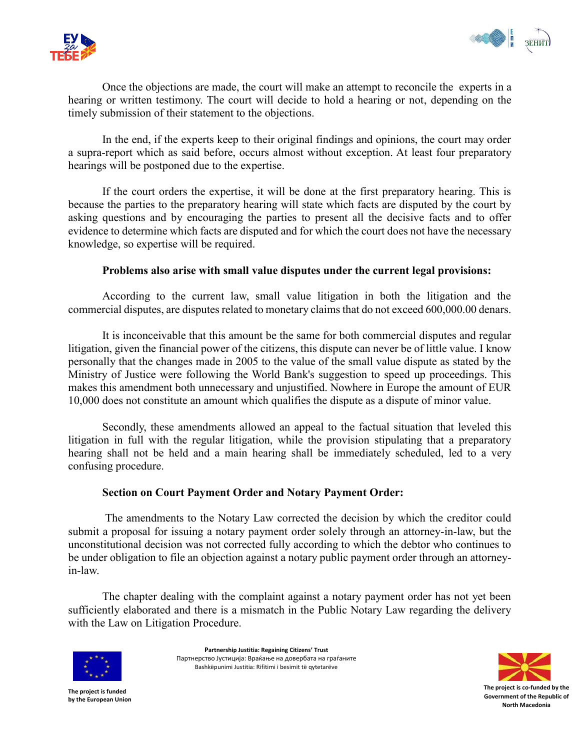Once the objections are made, the court will make an attempt to reconcile the experts in a hearing or written testimony. The court will decide to hold a hearing or not, depending on the timely submission of their statement to the objections.

In the end, if the experts keep to their original findings and opinions, the court may order a supra-report which as said before, occurs almost without exception. At least four preparatory hearings will be postponed due to the expertise.

If the court orders the expertise, it will be done at the first preparatory hearing. This is because the parties to the preparatory hearing will state which facts are disputed by the court by asking questions and by encouraging the parties to present all the decisive facts and to offer evidence to determine which facts are disputed and for which the court does not have the necessary knowledge, so expertise will be required.

**Problems also arise with small value disputes under the current legal provisions:**

According to the current law, small value litigation in both the litigation and the commercial disputes, are disputes related to monetary claims that do not exceed 600,000.00 denars.

It is inconceivable that this amount be the same for both commercial disputes and regular litigation, given the financial power of the citizens, this dispute can never be of little value. I know personally that the changes made in 2005 to the value of the small value dispute as stated by the Ministry of Justice were following the World Bank's suggestion to speed up proceedings. This makes this amendment both unnecessary and unjustified. Nowhere in Europe the amount of EUR 10,000 does not constitute an amount which qualifies the dispute as a dispute of minor value.

Secondly, these amendments allowed an appeal to the factual situation that leveled this litigation in full with the regular litigation, while the provision stipulating that a preparatory hearing shall not be held and a main hearing shall be immediately scheduled, led to a very confusing procedure.

**Section on Court Payment Order and Notary Payment Order:**

The amendments to the Notary Law corrected the decision by which the creditor could submit a proposal for issuing a notary payment order solely through an attorney-in-law, but the unconstitutional decision was not corrected fully according to which the debtor who continues to be under obligation to file an objection against a notary public payment order through an attorney-in-law.

The chapter dealing with the complaint against a notary payment order has not yet been sufficiently elaborated and there is a mismatch in the Public Notary Law regarding the delivery with the Law on Litigation Procedure.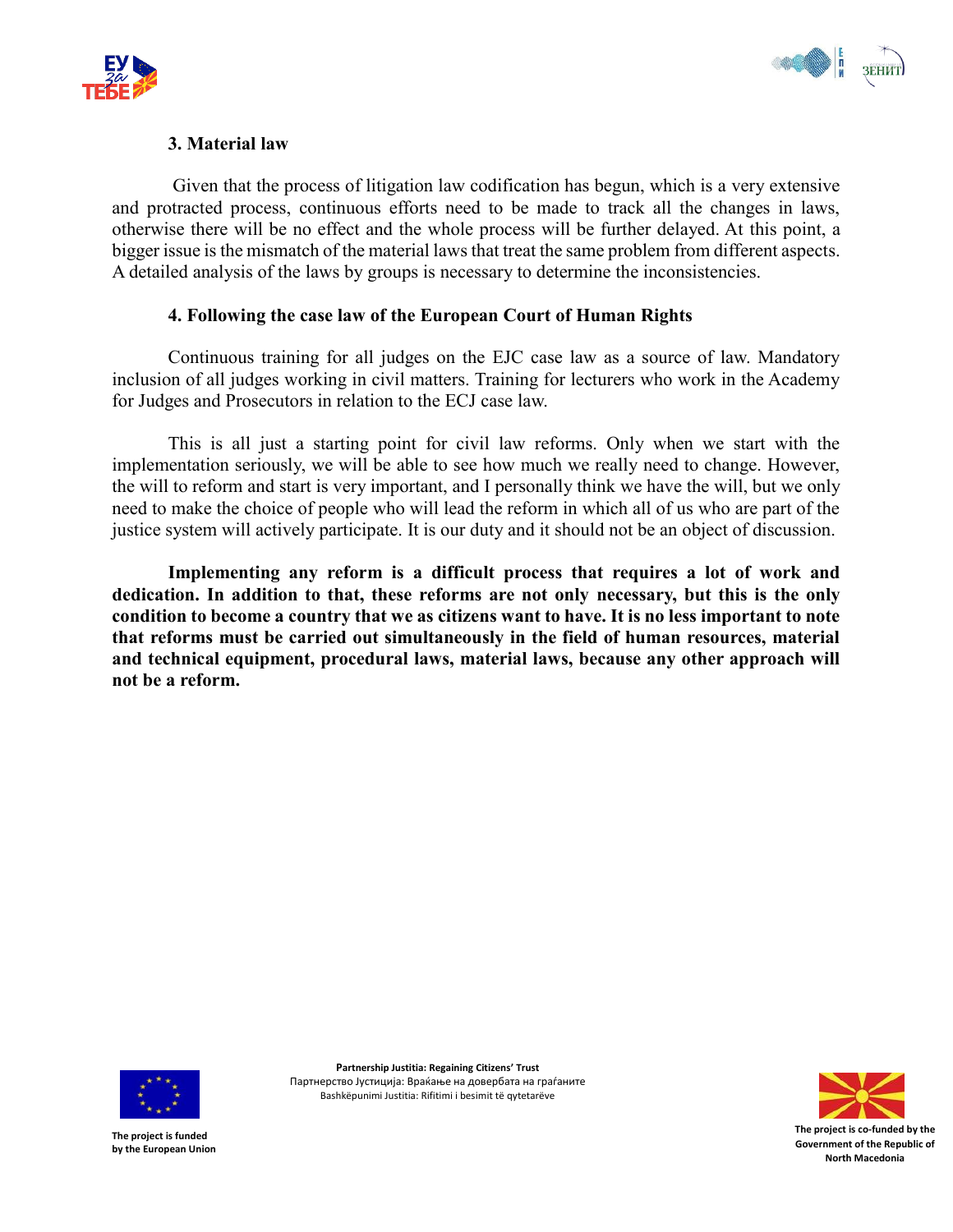### 3. Material law

Given that the process of litigation law codification has begun, which is a very extensive and protracted process, continuous efforts need to be made to track all the changes in laws, otherwise there will be no effect and the whole process will be further delayed. At this point, a bigger issue is the mismatch of the material laws that treat the same problem from different aspects. A detailed analysis of the laws by groups is necessary to determine the inconsistencies.

### 4. Following the case law of the European Court of Human Rights

Continuous training for all judges on the EJC case law as a source of law. Mandatory inclusion of all judges working in civil matters. Training for lecturers who work in the Academy for Judges and Prosecutors in relation to the ECJ case law.

This is all just a starting point for civil law reforms. Only when we start with the implementation seriously, we will be able to see how much we really need to change. However, the will to reform and start is very important, and I personally think we have the will, but we only need to make the choice of people who will lead the reform in which all of us who are part of the justice system will actively participate. It is our duty and it should not be an object of discussion.

**Implementing any reform is a difficult process that requires a lot of work and dedication. In addition to that, these reforms are not only necessary, but this is the only condition to become a country that we as citizens want to have. It is no less important to note that reforms must be carried out simultaneously in the field of human resources, material and technical equipment, procedural laws, material laws, because any other approach will not be a reform.**